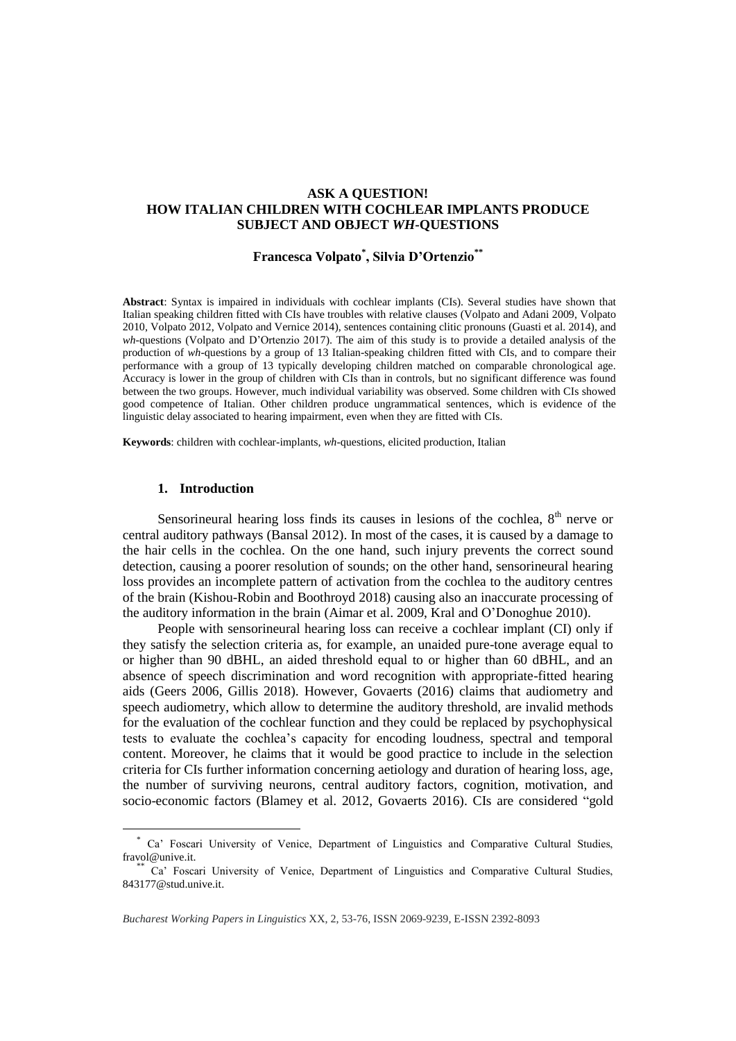# ASK A QUESTION!
# HOW ITALIAN CHILDREN WITH COCHLEAR IMPLANTS PRODUCE SUBJECT AND OBJECT *WH*-QUESTIONS

**Francesca Volpato[*], Silvia D'Ortenzio[**]**

**Abstract**: Syntax is impaired in individuals with cochlear implants (CIs). Several studies have shown that Italian speaking children fitted with CIs have troubles with relative clauses (Volpato and Adani 2009, Volpato 2010, Volpato 2012, Volpato and Vernice 2014), sentences containing clitic pronouns (Guasti et al. 2014), and *wh*-questions (Volpato and D'Ortenzio 2017). The aim of this study is to provide a detailed analysis of the production of *wh*-questions by a group of 13 Italian-speaking children fitted with CIs, and to compare their performance with a group of 13 typically developing children matched on comparable chronological age. Accuracy is lower in the group of children with CIs than in controls, but no significant difference was found between the two groups. However, much individual variability was observed. Some children with CIs showed good competence of Italian. Other children produce ungrammatical sentences, which is evidence of the linguistic delay associated to hearing impairment, even when they are fitted with CIs.

**Keywords**: children with cochlear-implants, *wh*-questions, elicited production, Italian

## 1. Introduction

Sensorineural hearing loss finds its causes in lesions of the cochlea, 8th nerve or central auditory pathways (Bansal 2012). In most of the cases, it is caused by a damage to the hair cells in the cochlea. On the one hand, such injury prevents the correct sound detection, causing a poorer resolution of sounds; on the other hand, sensorineural hearing loss provides an incomplete pattern of activation from the cochlea to the auditory centres of the brain (Kishou-Robin and Boothroyd 2018) causing also an inaccurate processing of the auditory information in the brain (Aimar et al. 2009, Kral and O'Donoghue 2010).

People with sensorineural hearing loss can receive a cochlear implant (CI) only if they satisfy the selection criteria as, for example, an unaided pure-tone average equal to or higher than 90 dBHL, an aided threshold equal to or higher than 60 dBHL, and an absence of speech discrimination and word recognition with appropriate-fitted hearing aids (Geers 2006, Gillis 2018). However, Govaerts (2016) claims that audiometry and speech audiometry, which allow to determine the auditory threshold, are invalid methods for the evaluation of the cochlear function and they could be replaced by psychophysical tests to evaluate the cochlea's capacity for encoding loudness, spectral and temporal content. Moreover, he claims that it would be good practice to include in the selection criteria for CIs further information concerning aetiology and duration of hearing loss, age, the number of surviving neurons, central auditory factors, cognition, motivation, and socio-economic factors (Blamey et al. 2012, Govaerts 2016). CIs are considered "gold

[*] Ca' Foscari University of Venice, Department of Linguistics and Comparative Cultural Studies, fravol@unive.it.

[**] Ca' Foscari University of Venice, Department of Linguistics and Comparative Cultural Studies, 843177@stud.unive.it.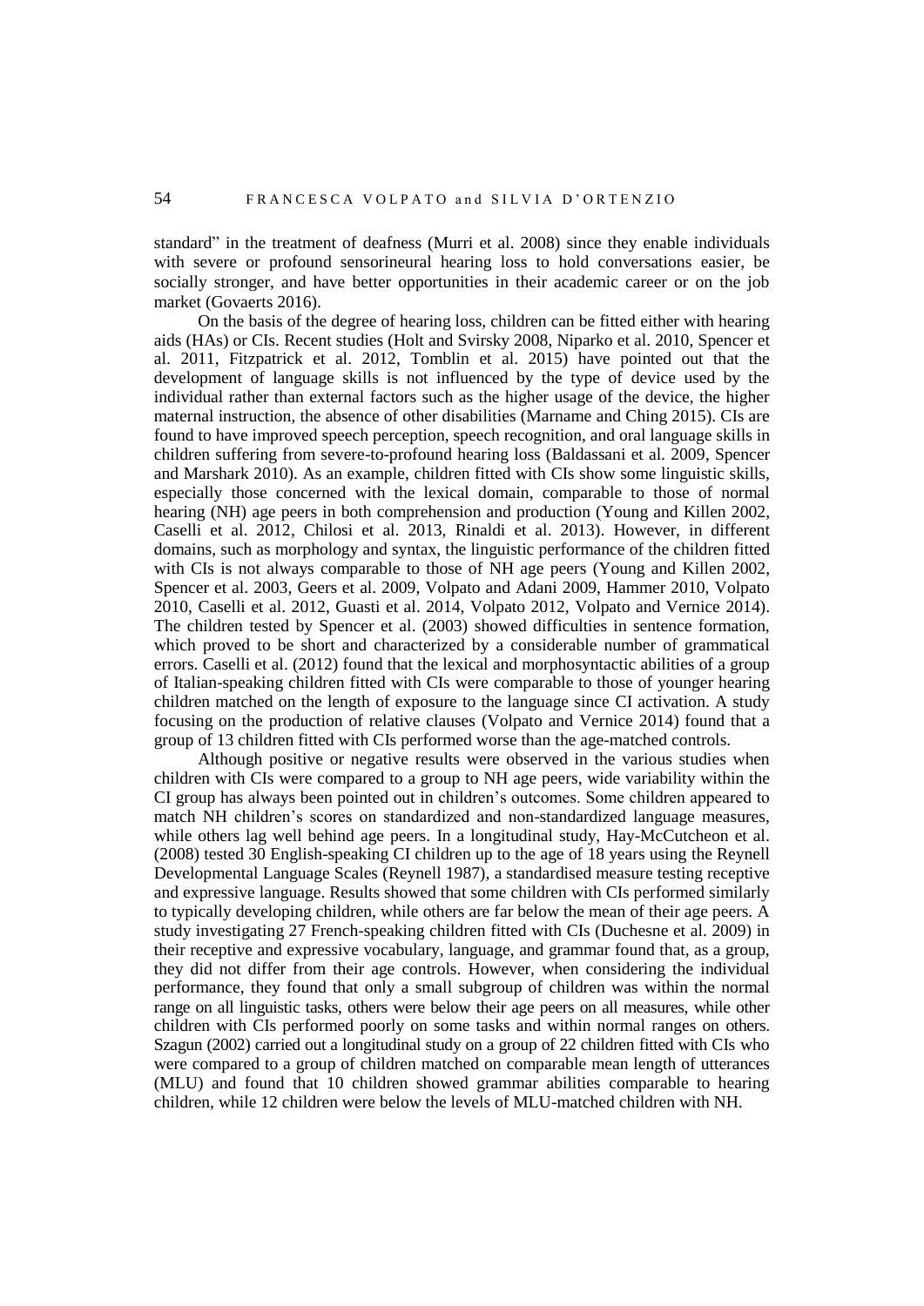standard" in the treatment of deafness (Murri et al. 2008) since they enable individuals with severe or profound sensorineural hearing loss to hold conversations easier, be socially stronger, and have better opportunities in their academic career or on the job market (Govaerts 2016).

On the basis of the degree of hearing loss, children can be fitted either with hearing aids (HAs) or CIs. Recent studies (Holt and Svirsky 2008, Niparko et al. 2010, Spencer et al. 2011, Fitzpatrick et al. 2012, Tomblin et al. 2015) have pointed out that the development of language skills is not influenced by the type of device used by the individual rather than external factors such as the higher usage of the device, the higher maternal instruction, the absence of other disabilities (Marname and Ching 2015). CIs are found to have improved speech perception, speech recognition, and oral language skills in children suffering from severe-to-profound hearing loss (Baldassani et al. 2009, Spencer and Marshark 2010). As an example, children fitted with CIs show some linguistic skills, especially those concerned with the lexical domain, comparable to those of normal hearing (NH) age peers in both comprehension and production (Young and Killen 2002, Caselli et al. 2012, Chilosi et al. 2013, Rinaldi et al. 2013). However, in different domains, such as morphology and syntax, the linguistic performance of the children fitted with CIs is not always comparable to those of NH age peers (Young and Killen 2002, Spencer et al. 2003, Geers et al. 2009, Volpato and Adani 2009, Hammer 2010, Volpato 2010, Caselli et al. 2012, Guasti et al. 2014, Volpato 2012, Volpato and Vernice 2014). The children tested by Spencer et al. (2003) showed difficulties in sentence formation, which proved to be short and characterized by a considerable number of grammatical errors. Caselli et al. (2012) found that the lexical and morphosyntactic abilities of a group of Italian-speaking children fitted with CIs were comparable to those of younger hearing children matched on the length of exposure to the language since CI activation. A study focusing on the production of relative clauses (Volpato and Vernice 2014) found that a group of 13 children fitted with CIs performed worse than the age-matched controls.

Although positive or negative results were observed in the various studies when children with CIs were compared to a group to NH age peers, wide variability within the CI group has always been pointed out in children's outcomes. Some children appeared to match NH children's scores on standardized and non-standardized language measures, while others lag well behind age peers. In a longitudinal study, Hay-McCutcheon et al. (2008) tested 30 English-speaking CI children up to the age of 18 years using the Reynell Developmental Language Scales (Reynell 1987), a standardised measure testing receptive and expressive language. Results showed that some children with CIs performed similarly to typically developing children, while others are far below the mean of their age peers. A study investigating 27 French-speaking children fitted with CIs (Duchesne et al. 2009) in their receptive and expressive vocabulary, language, and grammar found that, as a group, they did not differ from their age controls. However, when considering the individual performance, they found that only a small subgroup of children was within the normal range on all linguistic tasks, others were below their age peers on all measures, while other children with CIs performed poorly on some tasks and within normal ranges on others. Szagun (2002) carried out a longitudinal study on a group of 22 children fitted with CIs who were compared to a group of children matched on comparable mean length of utterances (MLU) and found that 10 children showed grammar abilities comparable to hearing children, while 12 children were below the levels of MLU-matched children with NH.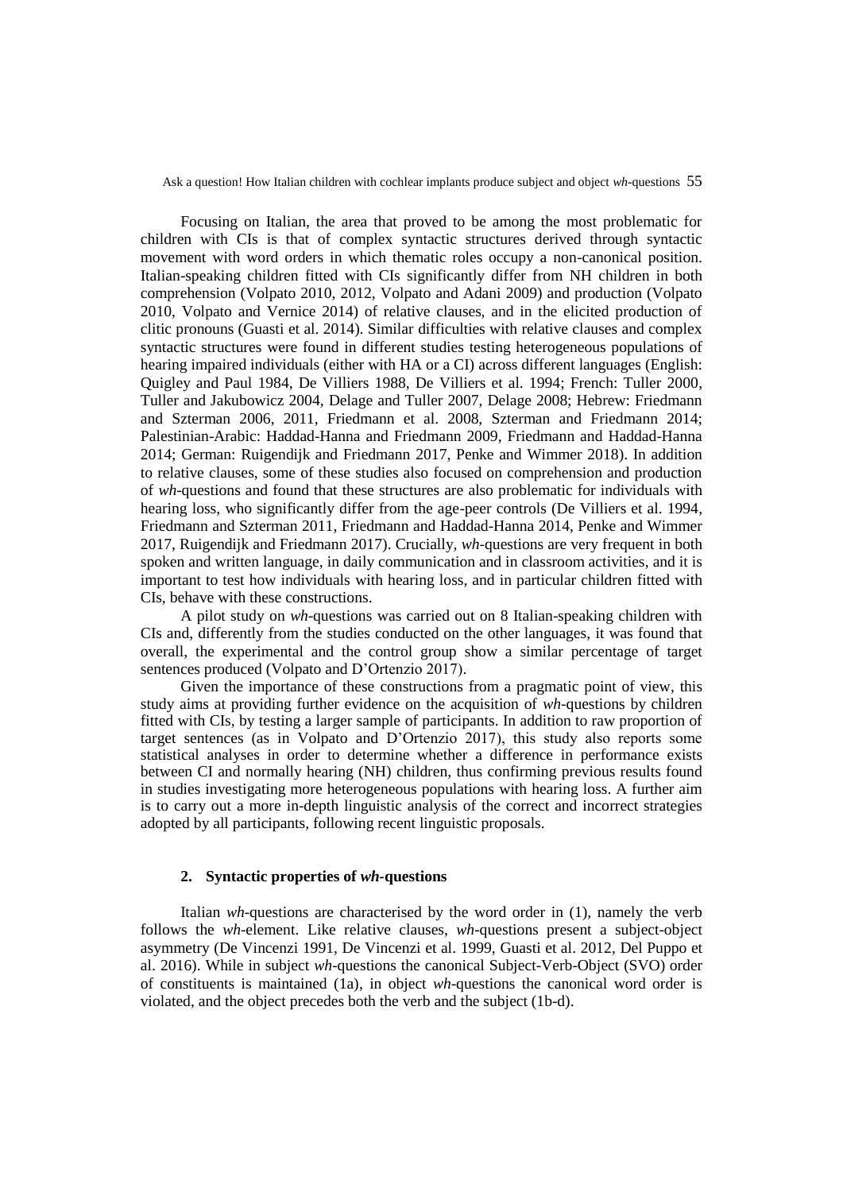Focusing on Italian, the area that proved to be among the most problematic for children with CIs is that of complex syntactic structures derived through syntactic movement with word orders in which thematic roles occupy a non-canonical position. Italian-speaking children fitted with CIs significantly differ from NH children in both comprehension (Volpato 2010, 2012, Volpato and Adani 2009) and production (Volpato 2010, Volpato and Vernice 2014) of relative clauses, and in the elicited production of clitic pronouns (Guasti et al. 2014). Similar difficulties with relative clauses and complex syntactic structures were found in different studies testing heterogeneous populations of hearing impaired individuals (either with HA or a CI) across different languages (English: Quigley and Paul 1984, De Villiers 1988, De Villiers et al. 1994; French: Tuller 2000, Tuller and Jakubowicz 2004, Delage and Tuller 2007, Delage 2008; Hebrew: Friedmann and Szterman 2006, 2011, Friedmann et al. 2008, Szterman and Friedmann 2014; Palestinian-Arabic: Haddad-Hanna and Friedmann 2009, Friedmann and Haddad-Hanna 2014; German: Ruigendijk and Friedmann 2017, Penke and Wimmer 2018). In addition to relative clauses, some of these studies also focused on comprehension and production of *wh*-questions and found that these structures are also problematic for individuals with hearing loss, who significantly differ from the age-peer controls (De Villiers et al. 1994, Friedmann and Szterman 2011, Friedmann and Haddad-Hanna 2014, Penke and Wimmer 2017, Ruigendijk and Friedmann 2017). Crucially, *wh*-questions are very frequent in both spoken and written language, in daily communication and in classroom activities, and it is important to test how individuals with hearing loss, and in particular children fitted with CIs, behave with these constructions.

A pilot study on *wh*-questions was carried out on 8 Italian-speaking children with CIs and, differently from the studies conducted on the other languages, it was found that overall, the experimental and the control group show a similar percentage of target sentences produced (Volpato and D'Ortenzio 2017).

Given the importance of these constructions from a pragmatic point of view, this study aims at providing further evidence on the acquisition of *wh*-questions by children fitted with CIs, by testing a larger sample of participants. In addition to raw proportion of target sentences (as in Volpato and D'Ortenzio 2017), this study also reports some statistical analyses in order to determine whether a difference in performance exists between CI and normally hearing (NH) children, thus confirming previous results found in studies investigating more heterogeneous populations with hearing loss. A further aim is to carry out a more in-depth linguistic analysis of the correct and incorrect strategies adopted by all participants, following recent linguistic proposals.

## 2. Syntactic properties of *wh*-questions

Italian *wh*-questions are characterised by the word order in (1), namely the verb follows the *wh*-element. Like relative clauses, *wh*-questions present a subject-object asymmetry (De Vincenzi 1991, De Vincenzi et al. 1999, Guasti et al. 2012, Del Puppo et al. 2016). While in subject *wh*-questions the canonical Subject-Verb-Object (SVO) order of constituents is maintained (1a), in object *wh*-questions the canonical word order is violated, and the object precedes both the verb and the subject (1b-d).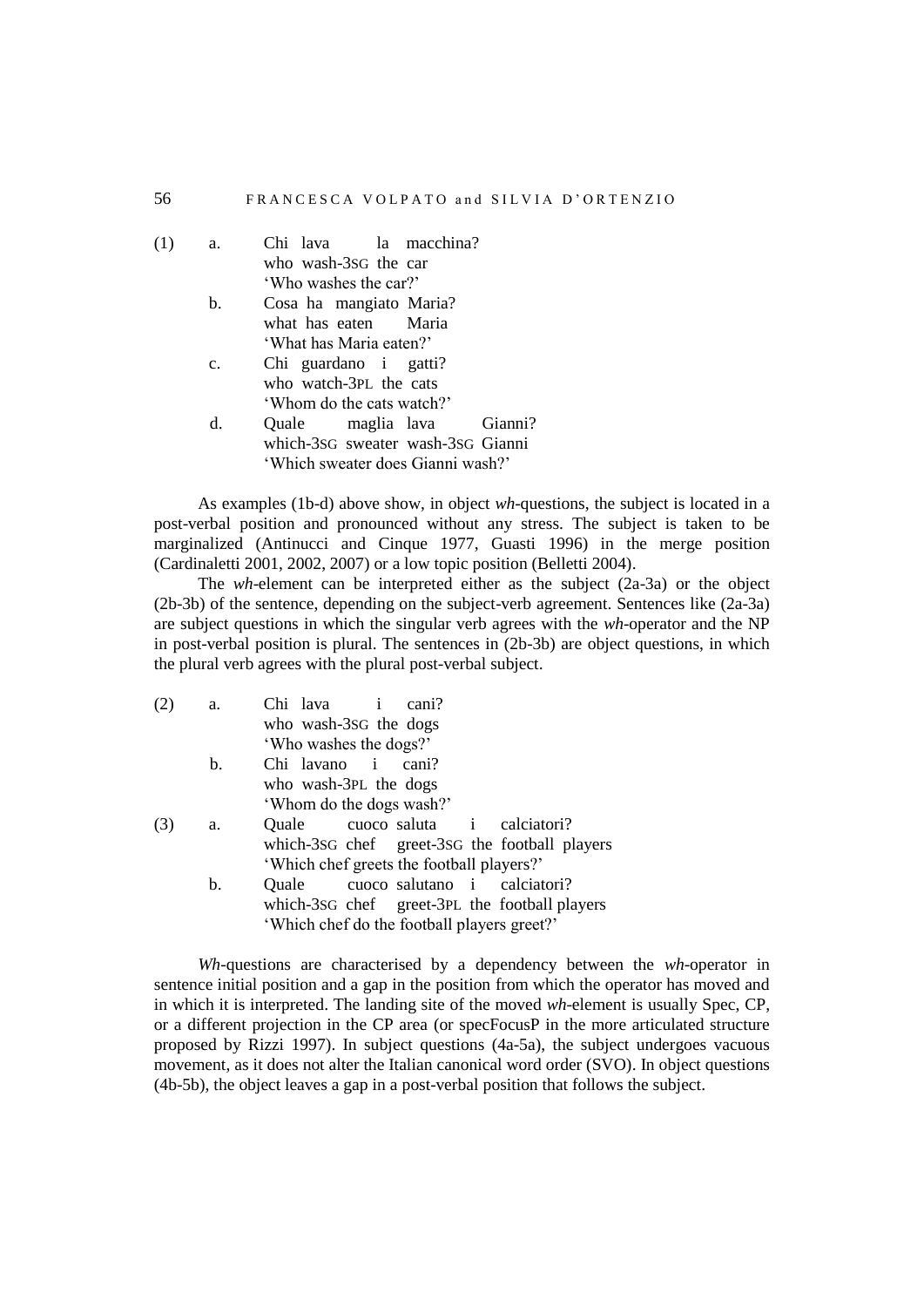(1) a. Chi lava la macchina?
who wash-3SG the car
'Who washes the car?'

b. Cosa ha mangiato Maria?
what has eaten Maria
'What has Maria eaten?'

c. Chi guardano i gatti?
who watch-3PL the cats
'Whom do the cats watch?'

d. Quale maglia lava Gianni?
which-3SG sweater wash-3SG Gianni
'Which sweater does Gianni wash?'

As examples (1b-d) above show, in object *wh*-questions, the subject is located in a post-verbal position and pronounced without any stress. The subject is taken to be marginalized (Antinucci and Cinque 1977, Guasti 1996) in the merge position (Cardinaletti 2001, 2002, 2007) or a low topic position (Belletti 2004).

The *wh*-element can be interpreted either as the subject (2a-3a) or the object (2b-3b) of the sentence, depending on the subject-verb agreement. Sentences like (2a-3a) are subject questions in which the singular verb agrees with the *wh*-operator and the NP in post-verbal position is plural. The sentences in (2b-3b) are object questions, in which the plural verb agrees with the plural post-verbal subject.

(2) a. Chi lava i cani?
who wash-3SG the dogs
'Who washes the dogs?'

b. Chi lavano i cani?
who wash-3PL the dogs
'Whom do the dogs wash?'

(3) a. Quale cuoco saluta i calciatori?
which-3SG chef greet-3SG the football players
'Which chef greets the football players?'

b. Quale cuoco salutano i calciatori?
which-3SG chef greet-3PL the football players
'Which chef do the football players greet?'

*Wh*-questions are characterised by a dependency between the *wh*-operator in sentence initial position and a gap in the position from which the operator has moved and in which it is interpreted. The landing site of the moved *wh*-element is usually Spec, CP, or a different projection in the CP area (or specFocusP in the more articulated structure proposed by Rizzi 1997). In subject questions (4a-5a), the subject undergoes vacuous movement, as it does not alter the Italian canonical word order (SVO). In object questions (4b-5b), the object leaves a gap in a post-verbal position that follows the subject.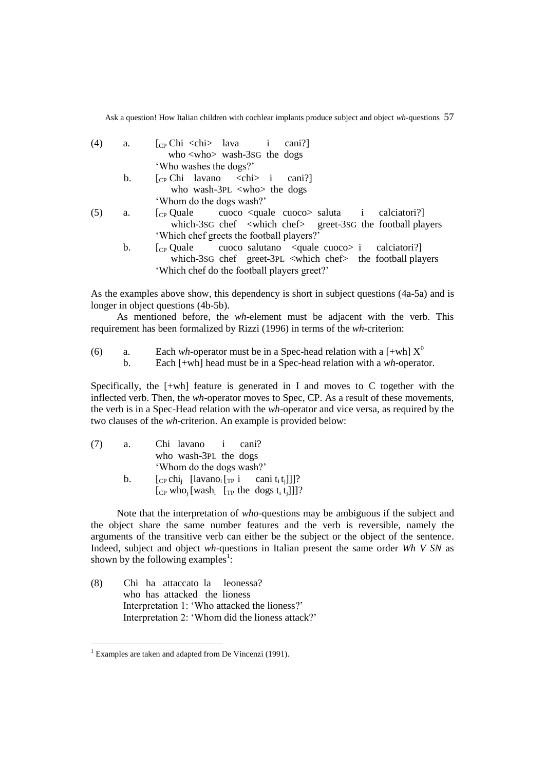(4) a. [$_{CP}$ Chi <chi> lava i cani?]
who <who> wash-3SG the dogs
'Who washes the dogs?'

b. [$_{CP}$ Chi lavano <chi> i cani?]
who wash-3PL <who> the dogs
'Whom do the dogs wash?'

(5) a. [$_{CP}$ Quale cuoco <quale cuoco> saluta i calciatori?]
which-3SG chef <which chef> greet-3SG the football players
'Which chef greets the football players?'

b. [$_{CP}$ Quale cuoco salutano <quale cuoco> i calciatori?]
which-3SG chef greet-3PL <which chef> the football players
'Which chef do the football players greet?'

As the examples above show, this dependency is short in subject questions (4a-5a) and is longer in object questions (4b-5b).

As mentioned before, the *wh*-element must be adjacent with the verb. This requirement has been formalized by Rizzi (1996) in terms of the *wh*-criterion:

(6) a. Each *wh*-operator must be in a Spec-head relation with a [+wh] $X^0$
b. Each [+wh] head must be in a Spec-head relation with a *wh*-operator.

Specifically, the [+wh] feature is generated in I and moves to C together with the inflected verb. Then, the *wh*-operator moves to Spec, CP. As a result of these movements, the verb is in a Spec-Head relation with the *wh*-operator and vice versa, as required by the two clauses of the *wh*-criterion. An example is provided below:

(7) a. Chi lavano i cani?
who wash-3PL the dogs
'Whom do the dogs wash?'

b. [$_{CP}$ chi$_j$ [lavano$_i$ [$_{TP}$ i cani $t_i$ $t_j$]]]?
[$_{CP}$ who$_j$ [wash$_i$ [$_{TP}$ the dogs $t_i$ $t_j$]]]?

Note that the interpretation of *who*-questions may be ambiguous if the subject and the object share the same number features and the verb is reversible, namely the arguments of the transitive verb can either be the subject or the object of the sentence. Indeed, subject and object *wh*-questions in Italian present the same order *Wh V SN* as shown by the following examples[1]:

(8) Chi ha attaccato la leonessa?
who has attacked the lioness
Interpretation 1: 'Who attacked the lioness?'
Interpretation 2: 'Whom did the lioness attack?'

[1] Examples are taken and adapted from De Vincenzi (1991).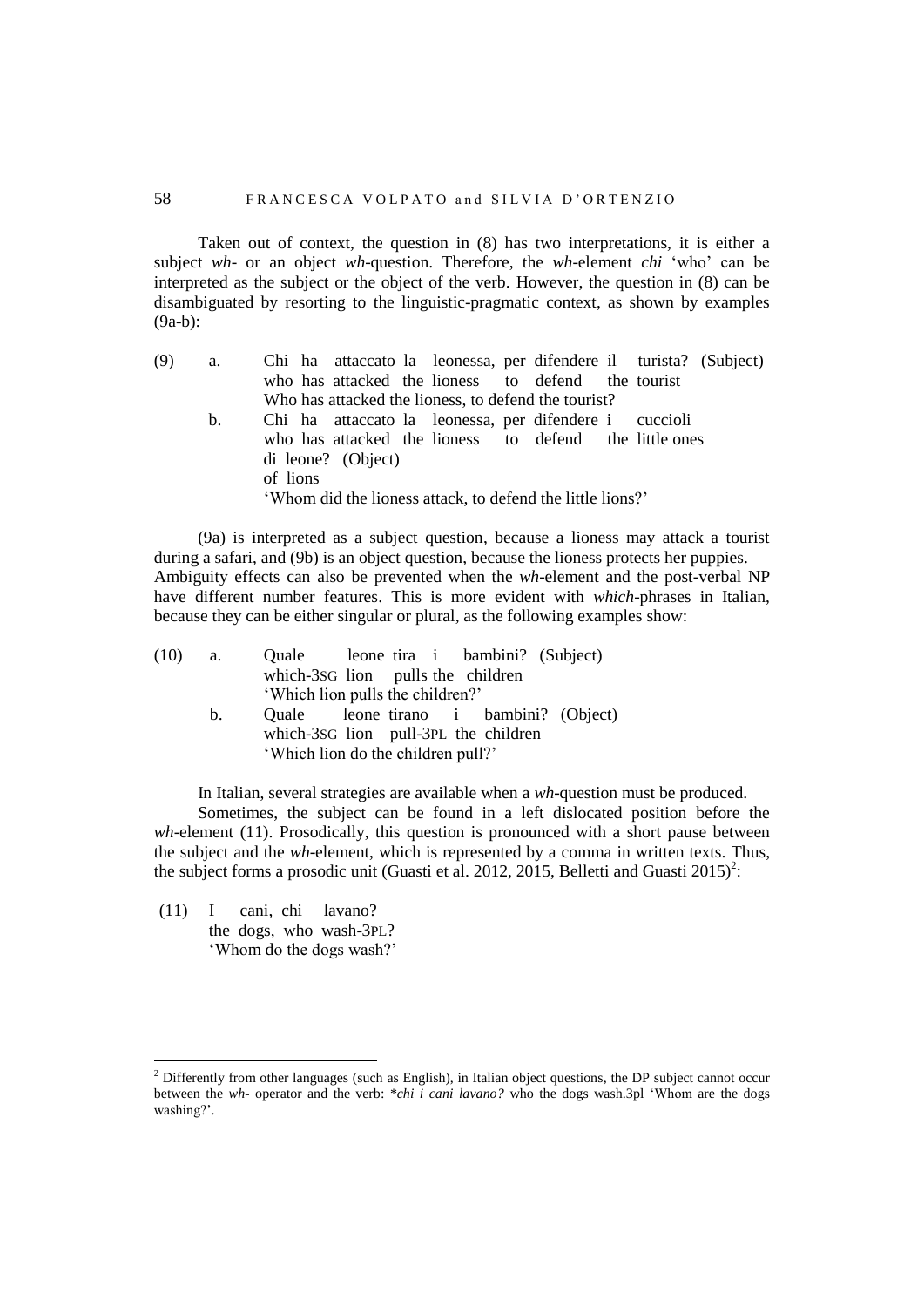Taken out of context, the question in (8) has two interpretations, it is either a subject *wh-* or an object *wh*-question. Therefore, the *wh*-element *chi* 'who' can be interpreted as the subject or the object of the verb. However, the question in (8) can be disambiguated by resorting to the linguistic-pragmatic context, as shown by examples (9a-b):

(9) a. Chi ha attaccato la leonessa, per difendere il turista? (Subject)
who has attacked the lioness to defend the tourist
Who has attacked the lioness, to defend the tourist?

b. Chi ha attaccato la leonessa, per difendere i cuccioli di leone? (Object)
who has attacked the lioness to defend the little ones of lions
'Whom did the lioness attack, to defend the little lions?'

(9a) is interpreted as a subject question, because a lioness may attack a tourist during a safari, and (9b) is an object question, because the lioness protects her puppies. Ambiguity effects can also be prevented when the *wh*-element and the post-verbal NP have different number features. This is more evident with *which*-phrases in Italian, because they can be either singular or plural, as the following examples show:

(10) a. Quale leone tira i bambini? (Subject)
which-3SG lion pulls the children
'Which lion pulls the children?'

b. Quale leone tirano i bambini? (Object)
which-3SG lion pull-3PL the children
'Which lion do the children pull?'

In Italian, several strategies are available when a *wh*-question must be produced.

Sometimes, the subject can be found in a left dislocated position before the *wh*-element (11). Prosodically, this question is pronounced with a short pause between the subject and the *wh*-element, which is represented by a comma in written texts. Thus, the subject forms a prosodic unit (Guasti et al. 2012, 2015, Belletti and Guasti 2015)[2]:

(11) I cani, chi lavano?
the dogs, who wash-3PL?
'Whom do the dogs wash?'

[2] Differently from other languages (such as English), in Italian object questions, the DP subject cannot occur between the *wh-* operator and the verb: *\*chi i cani lavano?* who the dogs wash.3pl 'Whom are the dogs washing?'.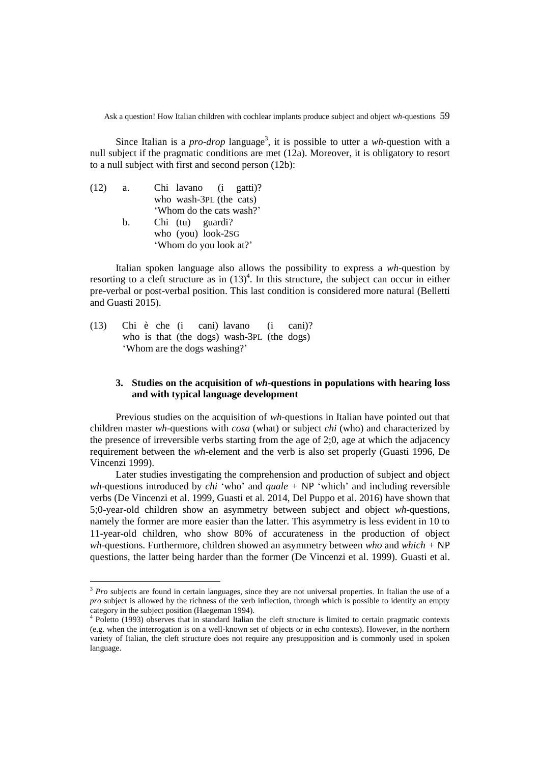Since Italian is a *pro-drop* language[3], it is possible to utter a *wh*-question with a null subject if the pragmatic conditions are met (12a). Moreover, it is obligatory to resort to a null subject with first and second person (12b):

(12) a. Chi lavano (i gatti)?
who wash-3PL (the cats)
'Whom do the cats wash?'

b. Chi (tu) guardi?
who (you) look-2SG
'Whom do you look at?'

Italian spoken language also allows the possibility to express a *wh*-question by resorting to a cleft structure as in (13)[4]. In this structure, the subject can occur in either pre-verbal or post-verbal position. This last condition is considered more natural (Belletti and Guasti 2015).

(13) Chi è che (i cani) lavano (i cani)?
who is that (the dogs) wash-3PL (the dogs)
'Whom are the dogs washing?'

### 3. Studies on the acquisition of *wh*-questions in populations with hearing loss and with typical language development

Previous studies on the acquisition of *wh*-questions in Italian have pointed out that children master *wh*-questions with *cosa* (what) or subject *chi* (who) and characterized by the presence of irreversible verbs starting from the age of 2;0, age at which the adjacency requirement between the *wh*-element and the verb is also set properly (Guasti 1996, De Vincenzi 1999).

Later studies investigating the comprehension and production of subject and object *wh*-questions introduced by *chi* 'who' and *quale* + NP 'which' and including reversible verbs (De Vincenzi et al. 1999, Guasti et al. 2014, Del Puppo et al. 2016) have shown that 5;0-year-old children show an asymmetry between subject and object *wh*-questions, namely the former are more easier than the latter. This asymmetry is less evident in 10 to 11-year-old children, who show 80% of accurateness in the production of object *wh*-questions. Furthermore, children showed an asymmetry between *who* and *which* + NP questions, the latter being harder than the former (De Vincenzi et al. 1999). Guasti et al.

---

[3] *Pro* subjects are found in certain languages, since they are not universal properties. In Italian the use of a *pro* subject is allowed by the richness of the verb inflection, through which is possible to identify an empty category in the subject position (Haegeman 1994).

[4] Poletto (1993) observes that in standard Italian the cleft structure is limited to certain pragmatic contexts (e.g. when the interrogation is on a well-known set of objects or in echo contexts). However, in the northern variety of Italian, the cleft structure does not require any presupposition and is commonly used in spoken language.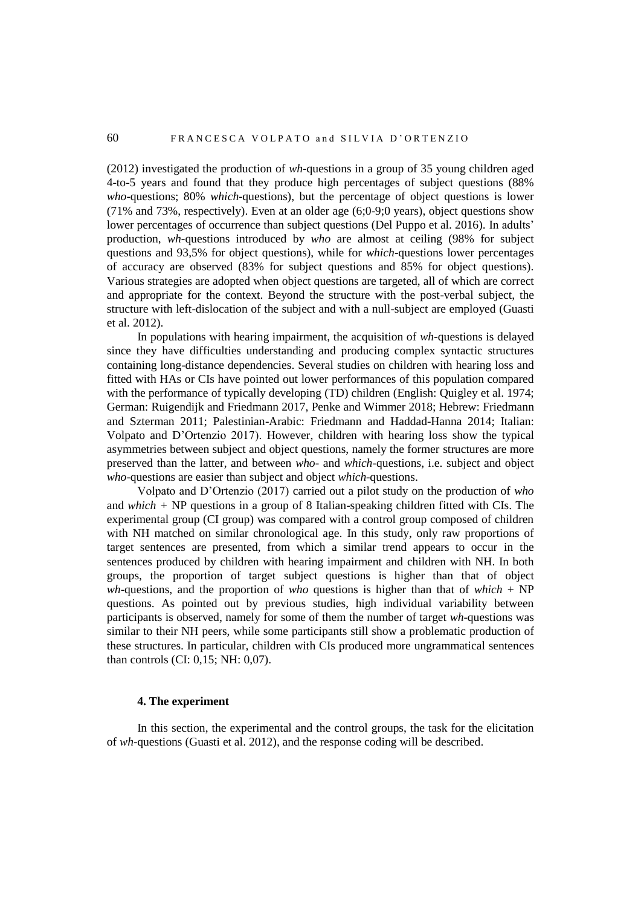(2012) investigated the production of *wh*-questions in a group of 35 young children aged 4-to-5 years and found that they produce high percentages of subject questions (88% *who*-questions; 80% *which*-questions), but the percentage of object questions is lower (71% and 73%, respectively). Even at an older age (6;0-9;0 years), object questions show lower percentages of occurrence than subject questions (Del Puppo et al. 2016). In adults' production, *wh*-questions introduced by *who* are almost at ceiling (98% for subject questions and 93,5% for object questions), while for *which*-questions lower percentages of accuracy are observed (83% for subject questions and 85% for object questions). Various strategies are adopted when object questions are targeted, all of which are correct and appropriate for the context. Beyond the structure with the post-verbal subject, the structure with left-dislocation of the subject and with a null-subject are employed (Guasti et al. 2012).

In populations with hearing impairment, the acquisition of *wh*-questions is delayed since they have difficulties understanding and producing complex syntactic structures containing long-distance dependencies. Several studies on children with hearing loss and fitted with HAs or CIs have pointed out lower performances of this population compared with the performance of typically developing (TD) children (English: Quigley et al. 1974; German: Ruigendijk and Friedmann 2017, Penke and Wimmer 2018; Hebrew: Friedmann and Szterman 2011; Palestinian-Arabic: Friedmann and Haddad-Hanna 2014; Italian: Volpato and D'Ortenzio 2017). However, children with hearing loss show the typical asymmetries between subject and object questions, namely the former structures are more preserved than the latter, and between *who*- and *which*-questions, i.e. subject and object *who*-questions are easier than subject and object *which*-questions.

Volpato and D'Ortenzio (2017) carried out a pilot study on the production of *who* and *which* + NP questions in a group of 8 Italian-speaking children fitted with CIs. The experimental group (CI group) was compared with a control group composed of children with NH matched on similar chronological age. In this study, only raw proportions of target sentences are presented, from which a similar trend appears to occur in the sentences produced by children with hearing impairment and children with NH. In both groups, the proportion of target subject questions is higher than that of object *wh*-questions, and the proportion of *who* questions is higher than that of *which* + NP questions. As pointed out by previous studies, high individual variability between participants is observed, namely for some of them the number of target *wh*-questions was similar to their NH peers, while some participants still show a problematic production of these structures. In particular, children with CIs produced more ungrammatical sentences than controls (CI: 0,15; NH: 0,07).

## 4. The experiment

In this section, the experimental and the control groups, the task for the elicitation of *wh*-questions (Guasti et al. 2012), and the response coding will be described.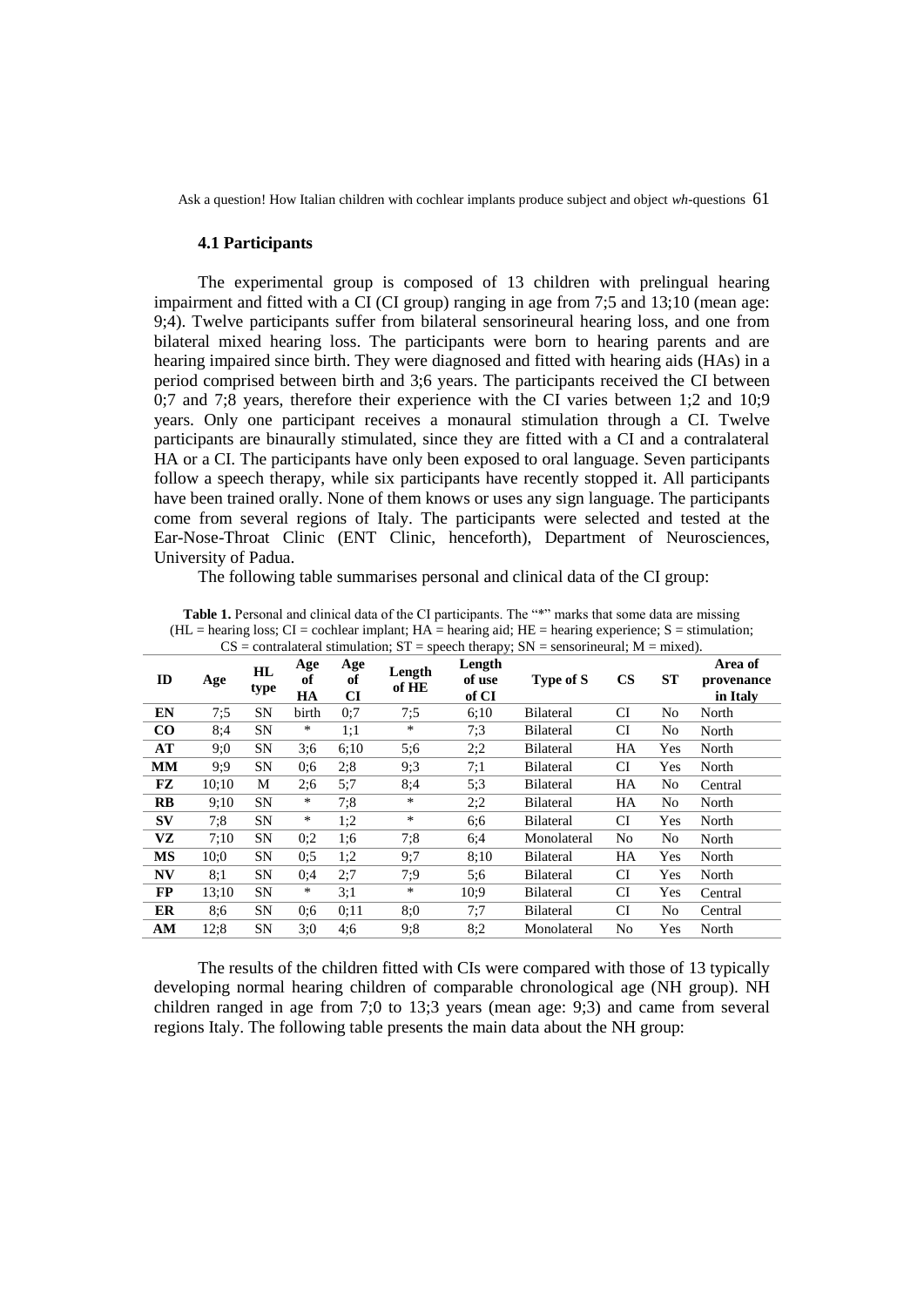### 4.1 Participants

The experimental group is composed of 13 children with prelingual hearing impairment and fitted with a CI (CI group) ranging in age from 7;5 and 13;10 (mean age: 9;4). Twelve participants suffer from bilateral sensorineural hearing loss, and one from bilateral mixed hearing loss. The participants were born to hearing parents and are hearing impaired since birth. They were diagnosed and fitted with hearing aids (HAs) in a period comprised between birth and 3;6 years. The participants received the CI between 0;7 and 7;8 years, therefore their experience with the CI varies between 1;2 and 10;9 years. Only one participant receives a monaural stimulation through a CI. Twelve participants are binaurally stimulated, since they are fitted with a CI and a contralateral HA or a CI. The participants have only been exposed to oral language. Seven participants follow a speech therapy, while six participants have recently stopped it. All participants have been trained orally. None of them knows or uses any sign language. The participants come from several regions of Italy. The participants were selected and tested at the Ear-Nose-Throat Clinic (ENT Clinic, henceforth), Department of Neurosciences, University of Padua.

The following table summarises personal and clinical data of the CI group:

**Table 1.** Personal and clinical data of the CI participants. The "*" marks that some data are missing (HL = hearing loss; CI = cochlear implant; HA = hearing aid; HE = hearing experience; S = stimulation; CS = contralateral stimulation; ST = speech therapy; SN = sensorineural; M = mixed).

| ID | Age | HL type | Age of HA | Age of CI | Length of HE | Length of use of CI | Type of S | CS | ST | Area of provenance in Italy |
|---|---|---|---|---|---|---|---|---|---|---|
| **EN** | 7;5 | SN | birth | 0;7 | 7;5 | 6;10 | Bilateral | CI | No | North |
| **CO** | 8;4 | SN | * | 1;1 | * | 7;3 | Bilateral | CI | No | North |
| **AT** | 9;0 | SN | 3;6 | 6;10 | 5;6 | 2;2 | Bilateral | HA | Yes | North |
| **MM** | 9;9 | SN | 0;6 | 2;8 | 9;3 | 7;1 | Bilateral | CI | Yes | North |
| **FZ** | 10;10 | M | 2;6 | 5;7 | 8;4 | 5;3 | Bilateral | HA | No | Central |
| **RB** | 9;10 | SN | * | 7;8 | * | 2;2 | Bilateral | HA | No | North |
| **SV** | 7;8 | SN | * | 1;2 | * | 6;6 | Bilateral | CI | Yes | North |
| **VZ** | 7;10 | SN | 0;2 | 1;6 | 7;8 | 6;4 | Monolateral | No | No | North |
| **MS** | 10;0 | SN | 0;5 | 1;2 | 9;7 | 8;10 | Bilateral | HA | Yes | North |
| **NV** | 8;1 | SN | 0;4 | 2;7 | 7;9 | 5;6 | Bilateral | CI | Yes | North |
| **FP** | 13;10 | SN | * | 3;1 | * | 10;9 | Bilateral | CI | Yes | Central |
| **ER** | 8;6 | SN | 0;6 | 0;11 | 8;0 | 7;7 | Bilateral | CI | No | Central |
| **AM** | 12;8 | SN | 3;0 | 4;6 | 9;8 | 8;2 | Monolateral | No | Yes | North |

The results of the children fitted with CIs were compared with those of 13 typically developing normal hearing children of comparable chronological age (NH group). NH children ranged in age from 7;0 to 13;3 years (mean age: 9;3) and came from several regions Italy. The following table presents the main data about the NH group: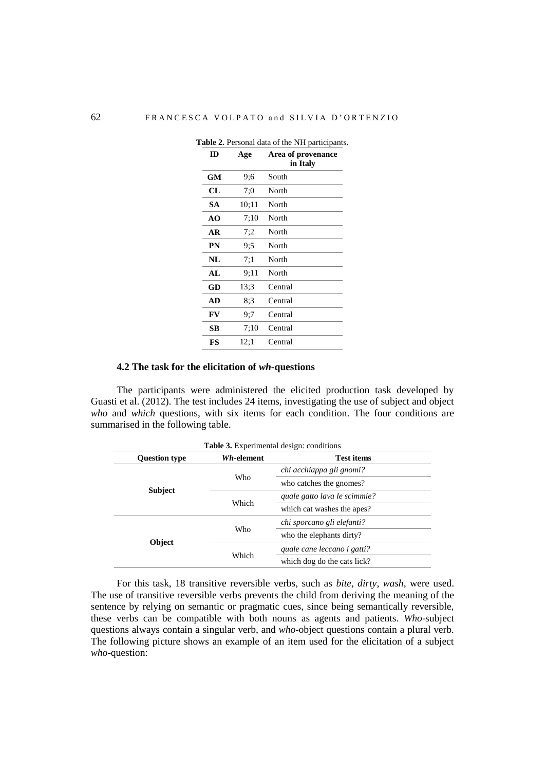**Table 2.** Personal data of the NH participants.

| ID | Age | Area of provenance in Italy |
|---|---|---|
| **GM** | 9;6 | South |
| **CL** | 7;0 | North |
| **SA** | 10;11 | North |
| **AO** | 7;10 | North |
| **AR** | 7;2 | North |
| **PN** | 9;5 | North |
| **NL** | 7;1 | North |
| **AL** | 9;11 | North |
| **GD** | 13;3 | Central |
| **AD** | 8;3 | Central |
| **FV** | 9;7 | Central |
| **SB** | 7;10 | Central |
| **FS** | 12;1 | Central |

### 4.2 The task for the elicitation of *wh*-questions

The participants were administered the elicited production task developed by Guasti et al. (2012). The test includes 24 items, investigating the use of subject and object *who* and *which* questions, with six items for each condition. The four conditions are summarised in the following table.

**Table 3.** Experimental design: conditions

| Question type | *Wh*-element | Test items |
|---|---|---|
| **Subject** | Who | *chi acchiappa gli gnomi?* |
| | | who catches the gnomes? |
| | Which | *quale gatto lava le scimmie?* |
| | | which cat washes the apes? |
| **Object** | Who | *chi sporcano gli elefanti?* |
| | | who the elephants dirty? |
| | Which | *quale cane leccano i gatti?* |
| | | which dog do the cats lick? |

For this task, 18 transitive reversible verbs, such as *bite*, *dirty*, *wash*, were used. The use of transitive reversible verbs prevents the child from deriving the meaning of the sentence by relying on semantic or pragmatic cues, since being semantically reversible, these verbs can be compatible with both nouns as agents and patients. *Who*-subject questions always contain a singular verb, and *who*-object questions contain a plural verb. The following picture shows an example of an item used for the elicitation of a subject *who*-question: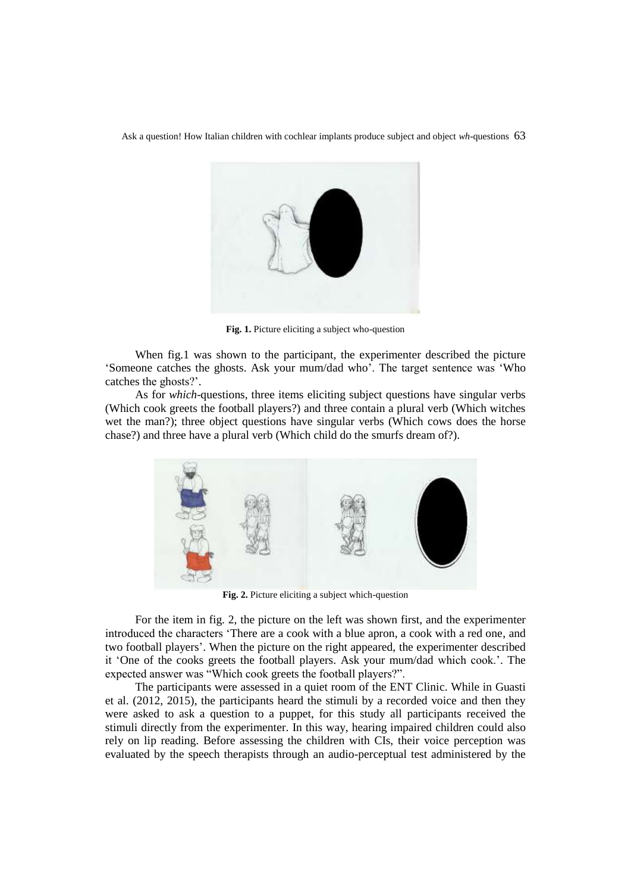**Fig. 1.** Picture eliciting a subject who-question

When fig.1 was shown to the participant, the experimenter described the picture 'Someone catches the ghosts. Ask your mum/dad who'. The target sentence was 'Who catches the ghosts?'.

As for *which*-questions, three items eliciting subject questions have singular verbs (Which cook greets the football players?) and three contain a plural verb (Which witches wet the man?); three object questions have singular verbs (Which cows does the horse chase?) and three have a plural verb (Which child do the smurfs dream of?).

**Fig. 2.** Picture eliciting a subject which-question

For the item in fig. 2, the picture on the left was shown first, and the experimenter introduced the characters 'There are a cook with a blue apron, a cook with a red one, and two football players'. When the picture on the right appeared, the experimenter described it 'One of the cooks greets the football players. Ask your mum/dad which cook.'. The expected answer was "Which cook greets the football players?".

The participants were assessed in a quiet room of the ENT Clinic. While in Guasti et al. (2012, 2015), the participants heard the stimuli by a recorded voice and then they were asked to ask a question to a puppet, for this study all participants received the stimuli directly from the experimenter. In this way, hearing impaired children could also rely on lip reading. Before assessing the children with CIs, their voice perception was evaluated by the speech therapists through an audio-perceptual test administered by the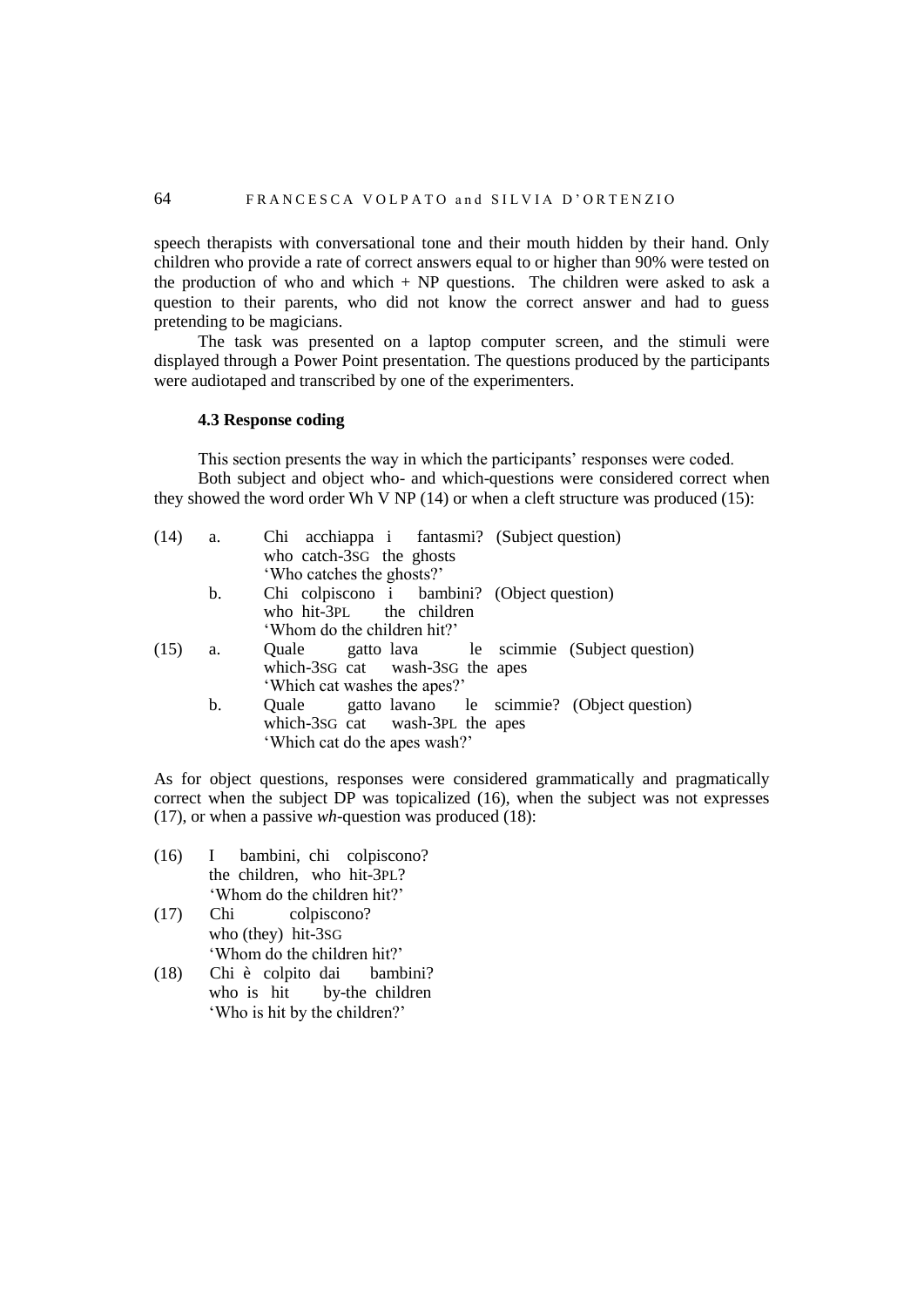speech therapists with conversational tone and their mouth hidden by their hand. Only children who provide a rate of correct answers equal to or higher than 90% were tested on the production of who and which + NP questions. The children were asked to ask a question to their parents, who did not know the correct answer and had to guess pretending to be magicians.

The task was presented on a laptop computer screen, and the stimuli were displayed through a Power Point presentation. The questions produced by the participants were audiotaped and transcribed by one of the experimenters.

### 4.3 Response coding

This section presents the way in which the participants' responses were coded.

Both subject and object who- and which-questions were considered correct when they showed the word order Wh V NP (14) or when a cleft structure was produced (15):

(14) a. Chi acchiappa i fantasmi? (Subject question)
   who catch-3SG the ghosts
   'Who catches the ghosts?'

b. Chi colpiscono i bambini? (Object question)
   who hit-3PL the children
   'Whom do the children hit?'

(15) a. Quale gatto lava le scimmie (Subject question)
   which-3SG cat wash-3SG the apes
   'Which cat washes the apes?'

b. Quale gatto lavano le scimmie? (Object question)
   which-3SG cat wash-3PL the apes
   'Which cat do the apes wash?'

As for object questions, responses were considered grammatically and pragmatically correct when the subject DP was topicalized (16), when the subject was not expresses (17), or when a passive *wh*-question was produced (18):

(16) I bambini, chi colpiscono?
   the children, who hit-3PL?
   'Whom do the children hit?'

(17) Chi colpiscono?
   who (they) hit-3SG
   'Whom do the children hit?'

(18) Chi è colpito dai bambini?
   who is hit by-the children
   'Who is hit by the children?'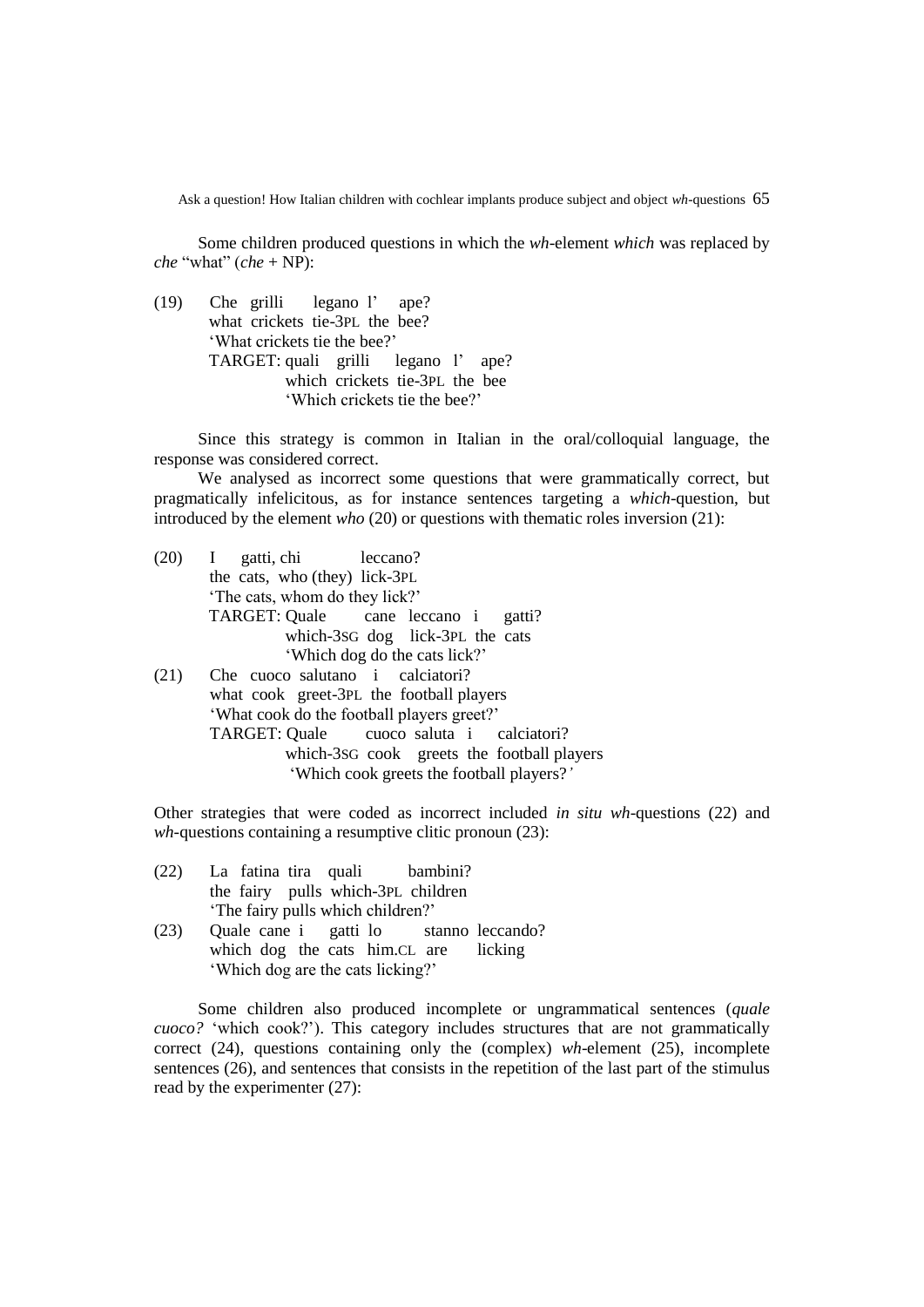Some children produced questions in which the *wh*-element *which* was replaced by *che* "what" (*che* + NP):

(19) Che grilli legano l' ape?
     what crickets tie-3PL the bee?
     'What crickets tie the bee?'
     TARGET: quali grilli legano l' ape?
     which crickets tie-3PL the bee
     'Which crickets tie the bee?'

Since this strategy is common in Italian in the oral/colloquial language, the response was considered correct.

We analysed as incorrect some questions that were grammatically correct, but pragmatically infelicitous, as for instance sentences targeting a *which*-question, but introduced by the element *who* (20) or questions with thematic roles inversion (21):

(20) I gatti, chi leccano?
     the cats, who (they) lick-3PL
     'The cats, whom do they lick?'
     TARGET: Quale cane leccano i gatti?
     which-3SG dog lick-3PL the cats
     'Which dog do the cats lick?'

(21) Che cuoco salutano i calciatori?
     what cook greet-3PL the football players
     'What cook do the football players greet?'
     TARGET: Quale cuoco saluta i calciatori?
     which-3SG cook greets the football players
     'Which cook greets the football players?'

Other strategies that were coded as incorrect included *in situ wh*-questions (22) and *wh*-questions containing a resumptive clitic pronoun (23):

(22) La fatina tira quali bambini?
     the fairy pulls which-3PL children
     'The fairy pulls which children?'

(23) Quale cane i gatti lo stanno leccando?
     which dog the cats him.CL are licking
     'Which dog are the cats licking?'

Some children also produced incomplete or ungrammatical sentences (*quale cuoco?* 'which cook?'). This category includes structures that are not grammatically correct (24), questions containing only the (complex) *wh*-element (25), incomplete sentences (26), and sentences that consists in the repetition of the last part of the stimulus read by the experimenter (27):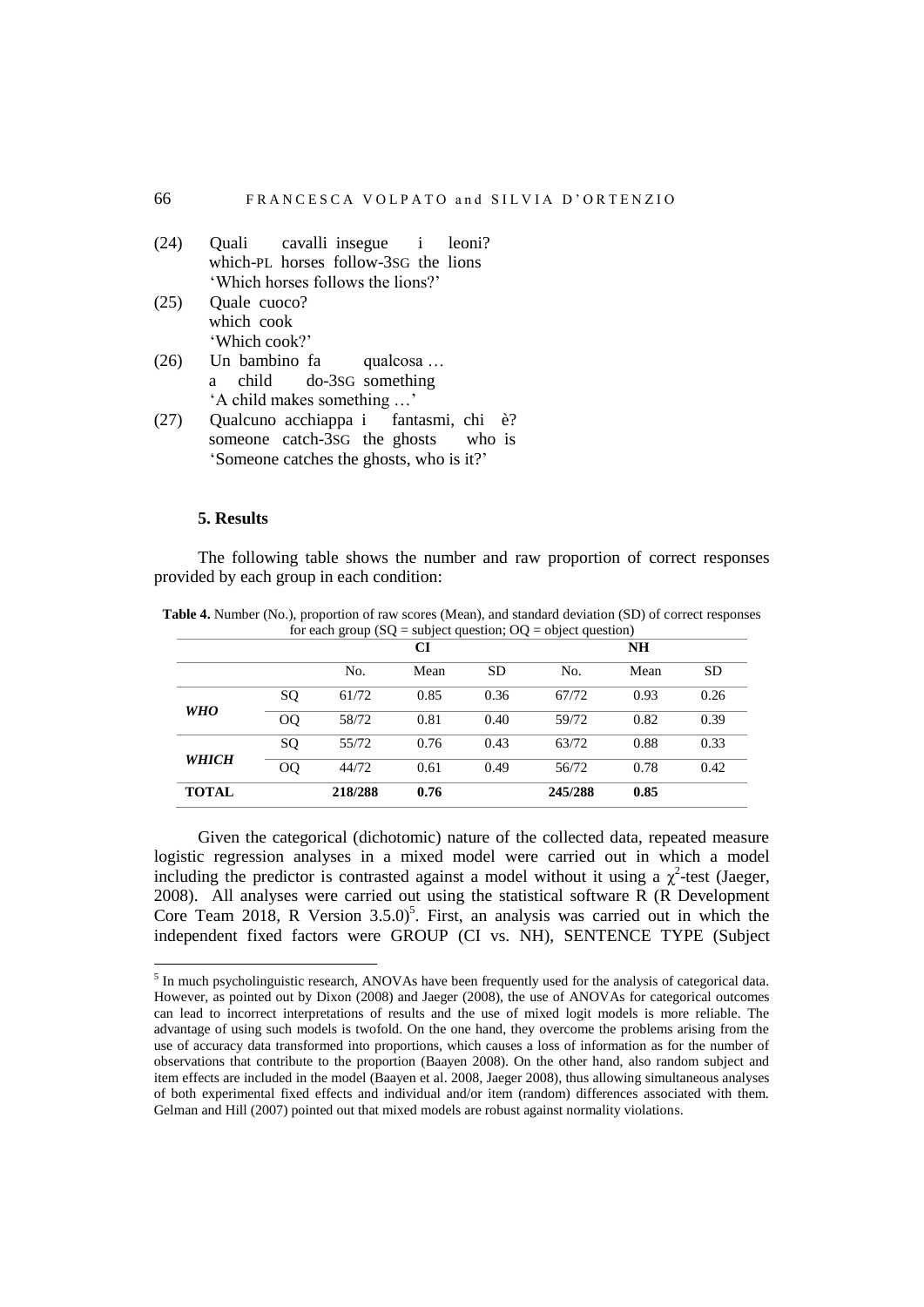(24) Quali cavalli insegue i leoni?
which-PL horses follow-3SG the lions
'Which horses follows the lions?'

(25) Quale cuoco?
which cook
'Which cook?'

(26) Un bambino fa qualcosa …
a child do-3SG something
'A child makes something …'

(27) Qualcuno acchiappa i fantasmi, chi è?
someone catch-3SG the ghosts who is
'Someone catches the ghosts, who is it?'

### 5. Results

The following table shows the number and raw proportion of correct responses provided by each group in each condition:

**Table 4.** Number (No.), proportion of raw scores (Mean), and standard deviation (SD) of correct responses for each group (SQ = subject question; OQ = object question)

| | | CI | | | NH | | |
|---|---|---|---|---|---|---|---|
| | | No. | Mean | SD | No. | Mean | SD |
| ***WHO*** | SQ | 61/72 | 0.85 | 0.36 | 67/72 | 0.93 | 0.26 |
| | OQ | 58/72 | 0.81 | 0.40 | 59/72 | 0.82 | 0.39 |
| ***WHICH*** | SQ | 55/72 | 0.76 | 0.43 | 63/72 | 0.88 | 0.33 |
| | OQ | 44/72 | 0.61 | 0.49 | 56/72 | 0.78 | 0.42 |
| **TOTAL** | | **218/288** | **0.76** | | **245/288** | **0.85** | |

Given the categorical (dichotomic) nature of the collected data, repeated measure logistic regression analyses in a mixed model were carried out in which a model including the predictor is contrasted against a model without it using a $\chi^2$-test (Jaeger, 2008). All analyses were carried out using the statistical software R (R Development Core Team 2018, R Version 3.5.0)[5]. First, an analysis was carried out in which the independent fixed factors were GROUP (CI vs. NH), SENTENCE TYPE (Subject

[5] In much psycholinguistic research, ANOVAs have been frequently used for the analysis of categorical data. However, as pointed out by Dixon (2008) and Jaeger (2008), the use of ANOVAs for categorical outcomes can lead to incorrect interpretations of results and the use of mixed logit models is more reliable. The advantage of using such models is twofold. On the one hand, they overcome the problems arising from the use of accuracy data transformed into proportions, which causes a loss of information as for the number of observations that contribute to the proportion (Baayen 2008). On the other hand, also random subject and item effects are included in the model (Baayen et al. 2008, Jaeger 2008), thus allowing simultaneous analyses of both experimental fixed effects and individual and/or item (random) differences associated with them. Gelman and Hill (2007) pointed out that mixed models are robust against normality violations.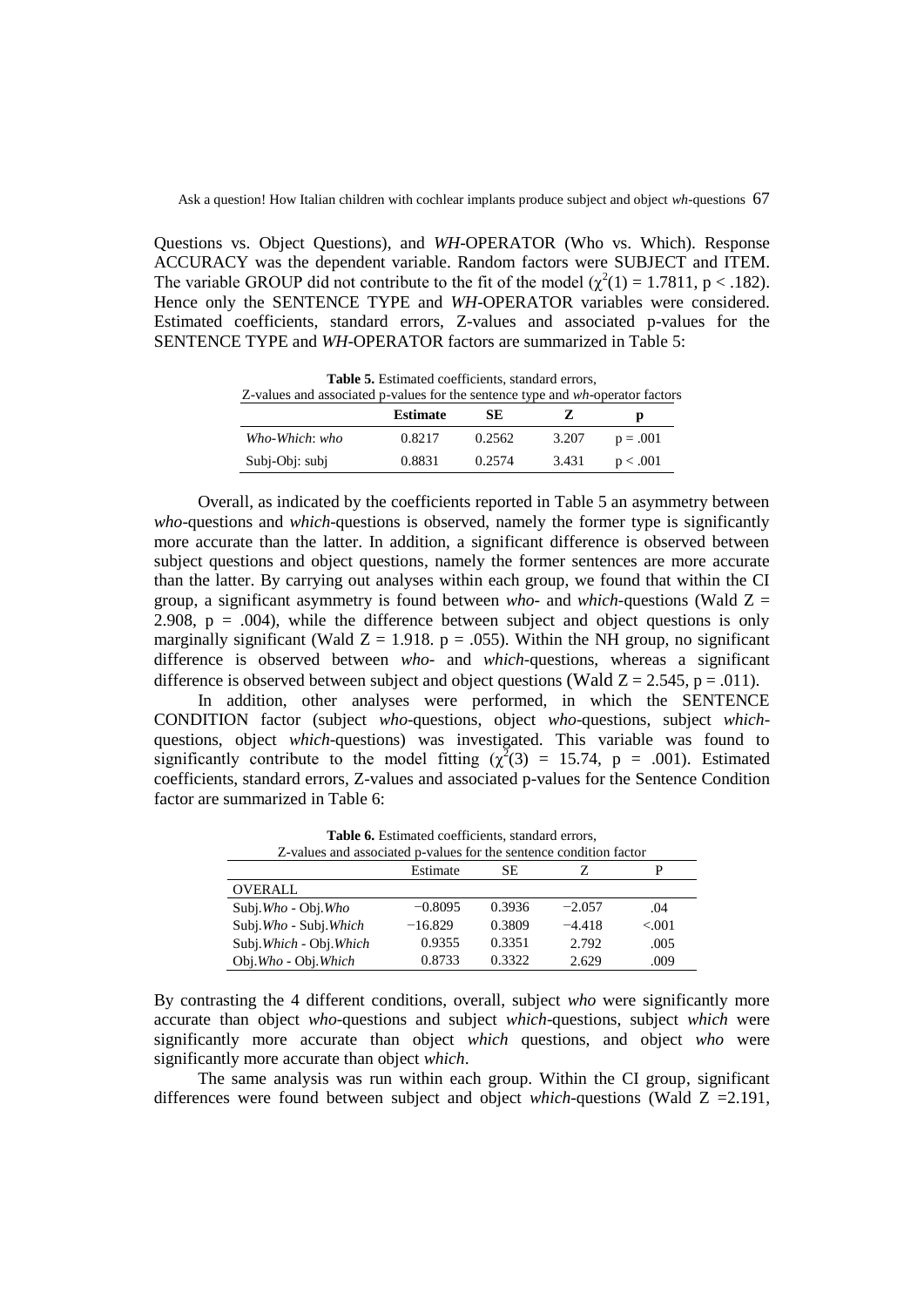Questions vs. Object Questions), and *WH*-OPERATOR (Who vs. Which). Response ACCURACY was the dependent variable. Random factors were SUBJECT and ITEM. The variable GROUP did not contribute to the fit of the model ($\chi^2(1) = 1.7811$, $p < .182$). Hence only the SENTENCE TYPE and *WH*-OPERATOR variables were considered. Estimated coefficients, standard errors, Z-values and associated p-values for the SENTENCE TYPE and *WH*-OPERATOR factors are summarized in Table 5:

**Table 5.** Estimated coefficients, standard errors, Z-values and associated p-values for the sentence type and *wh*-operator factors

| | **Estimate** | **SE** | **Z** | **p** |
|---|---|---|---|---|
| *Who-Which*: *who* | 0.8217 | 0.2562 | 3.207 | $p = .001$ |
| Subj-Obj: subj | 0.8831 | 0.2574 | 3.431 | $p < .001$ |

Overall, as indicated by the coefficients reported in Table 5 an asymmetry between *who*-questions and *which*-questions is observed, namely the former type is significantly more accurate than the latter. In addition, a significant difference is observed between subject questions and object questions, namely the former sentences are more accurate than the latter. By carrying out analyses within each group, we found that within the CI group, a significant asymmetry is found between *who*- and *which*-questions (Wald $Z = 2.908$, $p = .004$), while the difference between subject and object questions is only marginally significant (Wald $Z = 1.918$. $p = .055$). Within the NH group, no significant difference is observed between *who*- and *which*-questions, whereas a significant difference is observed between subject and object questions (Wald $Z = 2.545$, $p = .011$).

In addition, other analyses were performed, in which the SENTENCE CONDITION factor (subject *who*-questions, object *who*-questions, subject *which*-questions, object *which*-questions) was investigated. This variable was found to significantly contribute to the model fitting ($\chi^2(3) = 15.74$, $p = .001$). Estimated coefficients, standard errors, Z-values and associated p-values for the Sentence Condition factor are summarized in Table 6:

**Table 6.** Estimated coefficients, standard errors, Z-values and associated p-values for the sentence condition factor

| | Estimate | SE | Z | P |
|---|---|---|---|---|
| OVERALL | | | | |
| Subj.*Who* - Obj.*Who* | −0.8095 | 0.3936 | −2.057 | .04 |
| Subj.*Who* - Subj.*Which* | −16.829 | 0.3809 | −4.418 | <.001 |
| Subj.*Which* - Obj.*Which* | 0.9355 | 0.3351 | 2.792 | .005 |
| Obj.*Who* - Obj.*Which* | 0.8733 | 0.3322 | 2.629 | .009 |

By contrasting the 4 different conditions, overall, subject *who* were significantly more accurate than object *who*-questions and subject *which*-questions, subject *which* were significantly more accurate than object *which* questions, and object *who* were significantly more accurate than object *which*.

The same analysis was run within each group. Within the CI group, significant differences were found between subject and object *which*-questions (Wald $Z = 2.191$,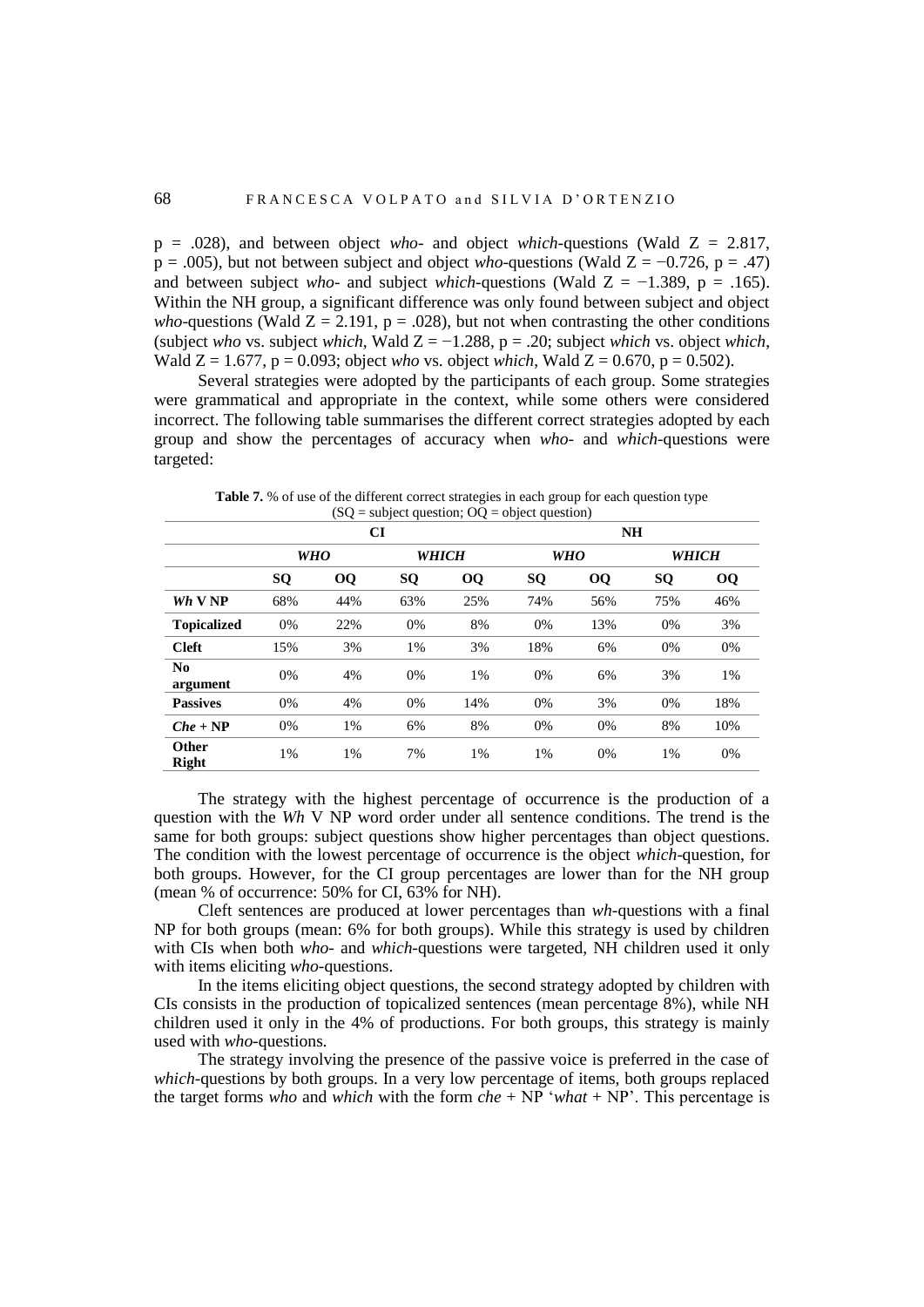p = .028), and between object *who*- and object *which*-questions (Wald Z = 2.817, p = .005), but not between subject and object *who*-questions (Wald Z = −0.726, p = .47) and between subject *who*- and subject *which*-questions (Wald Z = −1.389, p = .165). Within the NH group, a significant difference was only found between subject and object *who*-questions (Wald Z = 2.191, p = .028), but not when contrasting the other conditions (subject *who* vs. subject *which*, Wald Z = −1.288, p = .20; subject *which* vs. object *which*, Wald Z = 1.677, p = 0.093; object *who* vs. object *which*, Wald Z = 0.670, p = 0.502).

Several strategies were adopted by the participants of each group. Some strategies were grammatical and appropriate in the context, while some others were considered incorrect. The following table summarises the different correct strategies adopted by each group and show the percentages of accuracy when *who*- and *which*-questions were targeted:

**Table 7.** % of use of the different correct strategies in each group for each question type (SQ = subject question; OQ = object question)

| | CI | | | | NH | | | |
|---|---|---|---|---|---|---|---|---|
| | ***WHO*** | | ***WHICH*** | | ***WHO*** | | ***WHICH*** | |
| | **SQ** | **OQ** | **SQ** | **OQ** | **SQ** | **OQ** | **SQ** | **OQ** |
| ***Wh* V NP** | 68% | 44% | 63% | 25% | 74% | 56% | 75% | 46% |
| **Topicalized** | 0% | 22% | 0% | 8% | 0% | 13% | 0% | 3% |
| **Cleft** | 15% | 3% | 1% | 3% | 18% | 6% | 0% | 0% |
| **No argument** | 0% | 4% | 0% | 1% | 0% | 6% | 3% | 1% |
| **Passives** | 0% | 4% | 0% | 14% | 0% | 3% | 0% | 18% |
| ***Che* + NP** | 0% | 1% | 6% | 8% | 0% | 0% | 8% | 10% |
| **Other Right** | 1% | 1% | 7% | 1% | 1% | 0% | 1% | 0% |

The strategy with the highest percentage of occurrence is the production of a question with the *Wh* V NP word order under all sentence conditions. The trend is the same for both groups: subject questions show higher percentages than object questions. The condition with the lowest percentage of occurrence is the object *which*-question, for both groups. However, for the CI group percentages are lower than for the NH group (mean % of occurrence: 50% for CI, 63% for NH).

Cleft sentences are produced at lower percentages than *wh*-questions with a final NP for both groups (mean: 6% for both groups). While this strategy is used by children with CIs when both *who*- and *which*-questions were targeted, NH children used it only with items eliciting *who*-questions.

In the items eliciting object questions, the second strategy adopted by children with CIs consists in the production of topicalized sentences (mean percentage 8%), while NH children used it only in the 4% of productions. For both groups, this strategy is mainly used with *who*-questions.

The strategy involving the presence of the passive voice is preferred in the case of *which*-questions by both groups. In a very low percentage of items, both groups replaced the target forms *who* and *which* with the form *che* + NP '*what* + NP'. This percentage is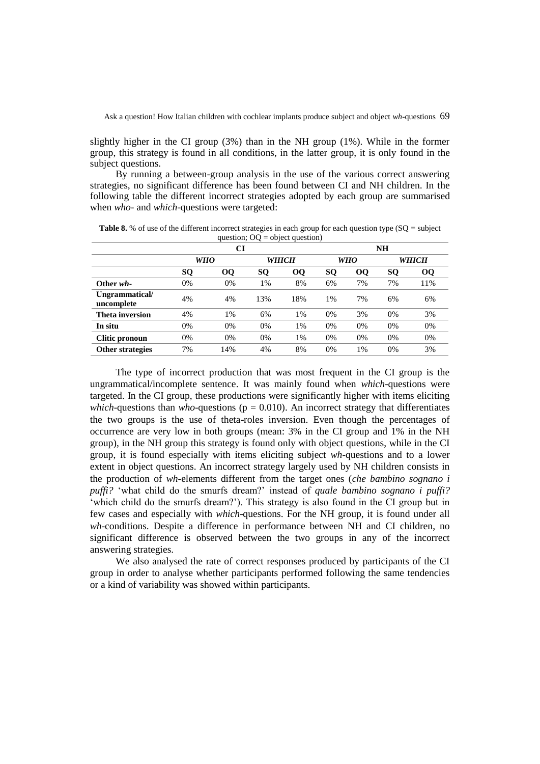slightly higher in the CI group (3%) than in the NH group (1%). While in the former group, this strategy is found in all conditions, in the latter group, it is only found in the subject questions.

By running a between-group analysis in the use of the various correct answering strategies, no significant difference has been found between CI and NH children. In the following table the different incorrect strategies adopted by each group are summarised when *who*- and *which*-questions were targeted:

**Table 8.** % of use of the different incorrect strategies in each group for each question type (SQ = subject question; OQ = object question)

| | **CI** | | | | **NH** | | | |
|---|---|---|---|---|---|---|---|---|
| | ***WHO*** | | ***WHICH*** | | ***WHO*** | | ***WHICH*** | |
| | **SQ** | **OQ** | **SQ** | **OQ** | **SQ** | **OQ** | **SQ** | **OQ** |
| **Other *wh*-** | 0% | 0% | 1% | 8% | 6% | 7% | 7% | 11% |
| **Ungrammatical/ uncomplete** | 4% | 4% | 13% | 18% | 1% | 7% | 6% | 6% |
| **Theta inversion** | 4% | 1% | 6% | 1% | 0% | 3% | 0% | 3% |
| **In situ** | 0% | 0% | 0% | 1% | 0% | 0% | 0% | 0% |
| **Clitic pronoun** | 0% | 0% | 0% | 1% | 0% | 0% | 0% | 0% |
| **Other strategies** | 7% | 14% | 4% | 8% | 0% | 1% | 0% | 3% |

The type of incorrect production that was most frequent in the CI group is the ungrammatical/incomplete sentence. It was mainly found when *which*-questions were targeted. In the CI group, these productions were significantly higher with items eliciting *which*-questions than *who*-questions ($p = 0.010$). An incorrect strategy that differentiates the two groups is the use of theta-roles inversion. Even though the percentages of occurrence are very low in both groups (mean: 3% in the CI group and 1% in the NH group), in the NH group this strategy is found only with object questions, while in the CI group, it is found especially with items eliciting subject *wh*-questions and to a lower extent in object questions. An incorrect strategy largely used by NH children consists in the production of *wh*-elements different from the target ones (*che bambino sognano i puffi?* 'what child do the smurfs dream?' instead of *quale bambino sognano i puffi?* 'which child do the smurfs dream?'). This strategy is also found in the CI group but in few cases and especially with *which*-questions. For the NH group, it is found under all *wh*-conditions. Despite a difference in performance between NH and CI children, no significant difference is observed between the two groups in any of the incorrect answering strategies.

We also analysed the rate of correct responses produced by participants of the CI group in order to analyse whether participants performed following the same tendencies or a kind of variability was showed within participants.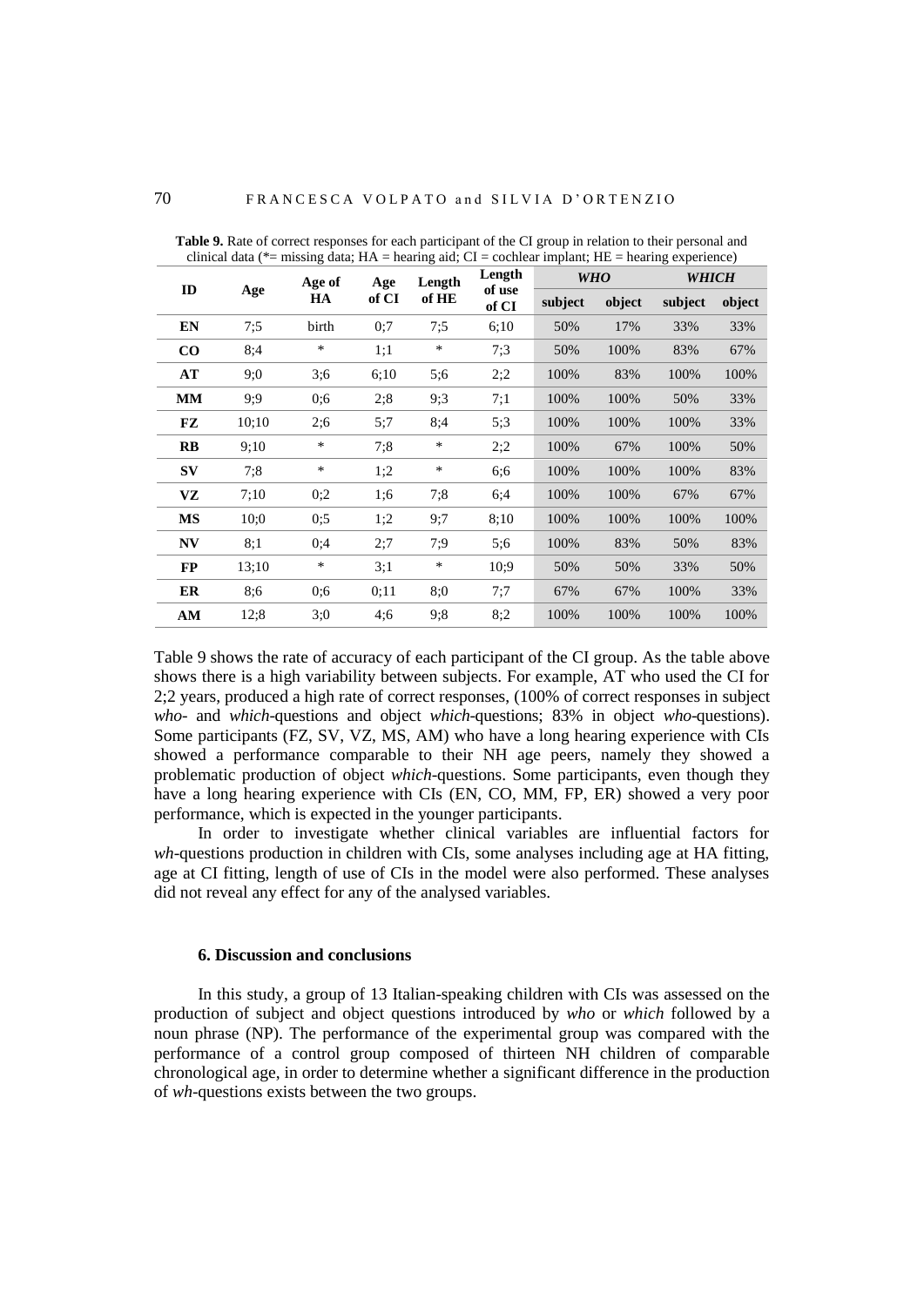**Table 9.** Rate of correct responses for each participant of the CI group in relation to their personal and clinical data (*= missing data; HA = hearing aid; CI = cochlear implant; HE = hearing experience)

| ID | Age | Age of HA | Age of CI | Length of HE | Length of use of CI | *WHO* | | *WHICH* | |
|---|---|---|---|---|---|---|---|---|---|
| | | | | | | subject | object | subject | object |
| **EN** | 7;5 | birth | 0;7 | 7;5 | 6;10 | 50% | 17% | 33% | 33% |
| **CO** | 8;4 | * | 1;1 | * | 7;3 | 50% | 100% | 83% | 67% |
| **AT** | 9;0 | 3;6 | 6;10 | 5;6 | 2;2 | 100% | 83% | 100% | 100% |
| **MM** | 9;9 | 0;6 | 2;8 | 9;3 | 7;1 | 100% | 100% | 50% | 33% |
| **FZ** | 10;10 | 2;6 | 5;7 | 8;4 | 5;3 | 100% | 100% | 100% | 33% |
| **RB** | 9;10 | * | 7;8 | * | 2;2 | 100% | 67% | 100% | 50% |
| **SV** | 7;8 | * | 1;2 | * | 6;6 | 100% | 100% | 100% | 83% |
| **VZ** | 7;10 | 0;2 | 1;6 | 7;8 | 6;4 | 100% | 100% | 67% | 67% |
| **MS** | 10;0 | 0;5 | 1;2 | 9;7 | 8;10 | 100% | 100% | 100% | 100% |
| **NV** | 8;1 | 0;4 | 2;7 | 7;9 | 5;6 | 100% | 83% | 50% | 83% |
| **FP** | 13;10 | * | 3;1 | * | 10;9 | 50% | 50% | 33% | 50% |
| **ER** | 8;6 | 0;6 | 0;11 | 8;0 | 7;7 | 67% | 67% | 100% | 33% |
| **AM** | 12;8 | 3;0 | 4;6 | 9;8 | 8;2 | 100% | 100% | 100% | 100% |

Table 9 shows the rate of accuracy of each participant of the CI group. As the table above shows there is a high variability between subjects. For example, AT who used the CI for 2;2 years, produced a high rate of correct responses, (100% of correct responses in subject *who*- and *which*-questions and object *which*-questions; 83% in object *who*-questions). Some participants (FZ, SV, VZ, MS, AM) who have a long hearing experience with CIs showed a performance comparable to their NH age peers, namely they showed a problematic production of object *which*-questions. Some participants, even though they have a long hearing experience with CIs (EN, CO, MM, FP, ER) showed a very poor performance, which is expected in the younger participants.

In order to investigate whether clinical variables are influential factors for *wh*-questions production in children with CIs, some analyses including age at HA fitting, age at CI fitting, length of use of CIs in the model were also performed. These analyses did not reveal any effect for any of the analysed variables.

### 6. Discussion and conclusions

In this study, a group of 13 Italian-speaking children with CIs was assessed on the production of subject and object questions introduced by *who* or *which* followed by a noun phrase (NP). The performance of the experimental group was compared with the performance of a control group composed of thirteen NH children of comparable chronological age, in order to determine whether a significant difference in the production of *wh*-questions exists between the two groups.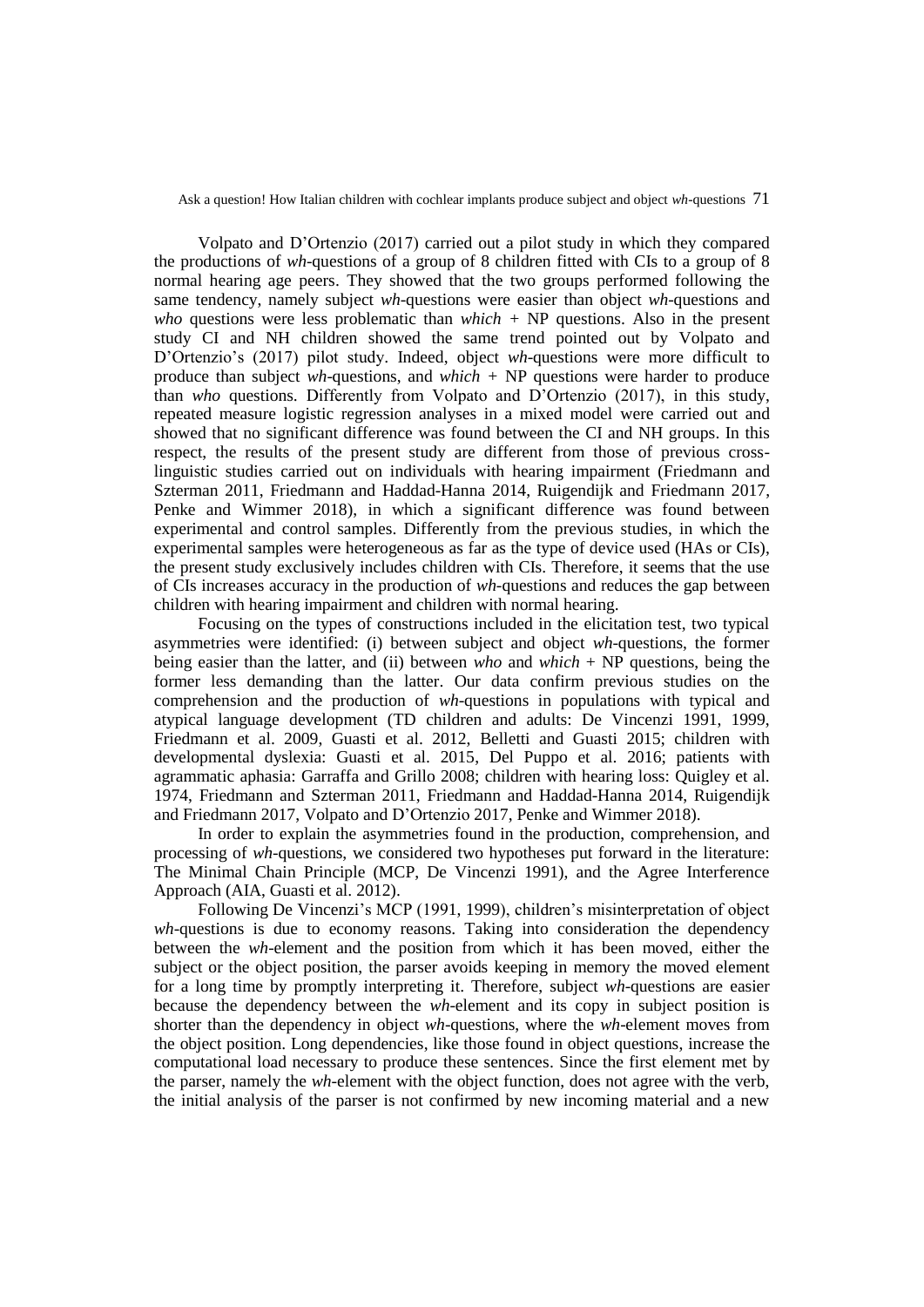Volpato and D'Ortenzio (2017) carried out a pilot study in which they compared the productions of *wh*-questions of a group of 8 children fitted with CIs to a group of 8 normal hearing age peers. They showed that the two groups performed following the same tendency, namely subject *wh*-questions were easier than object *wh*-questions and *who* questions were less problematic than *which* + NP questions. Also in the present study CI and NH children showed the same trend pointed out by Volpato and D'Ortenzio's (2017) pilot study. Indeed, object *wh*-questions were more difficult to produce than subject *wh*-questions, and *which* + NP questions were harder to produce than *who* questions. Differently from Volpato and D'Ortenzio (2017), in this study, repeated measure logistic regression analyses in a mixed model were carried out and showed that no significant difference was found between the CI and NH groups. In this respect, the results of the present study are different from those of previous cross-linguistic studies carried out on individuals with hearing impairment (Friedmann and Szterman 2011, Friedmann and Haddad-Hanna 2014, Ruigendijk and Friedmann 2017, Penke and Wimmer 2018), in which a significant difference was found between experimental and control samples. Differently from the previous studies, in which the experimental samples were heterogeneous as far as the type of device used (HAs or CIs), the present study exclusively includes children with CIs. Therefore, it seems that the use of CIs increases accuracy in the production of *wh*-questions and reduces the gap between children with hearing impairment and children with normal hearing.

Focusing on the types of constructions included in the elicitation test, two typical asymmetries were identified: (i) between subject and object *wh*-questions, the former being easier than the latter, and (ii) between *who* and *which* + NP questions, being the former less demanding than the latter. Our data confirm previous studies on the comprehension and the production of *wh*-questions in populations with typical and atypical language development (TD children and adults: De Vincenzi 1991, 1999, Friedmann et al. 2009, Guasti et al. 2012, Belletti and Guasti 2015; children with developmental dyslexia: Guasti et al. 2015, Del Puppo et al. 2016; patients with agrammatic aphasia: Garraffa and Grillo 2008; children with hearing loss: Quigley et al. 1974, Friedmann and Szterman 2011, Friedmann and Haddad-Hanna 2014, Ruigendijk and Friedmann 2017, Volpato and D'Ortenzio 2017, Penke and Wimmer 2018).

In order to explain the asymmetries found in the production, comprehension, and processing of *wh*-questions, we considered two hypotheses put forward in the literature: The Minimal Chain Principle (MCP, De Vincenzi 1991), and the Agree Interference Approach (AIA, Guasti et al. 2012).

Following De Vincenzi's MCP (1991, 1999), children's misinterpretation of object *wh*-questions is due to economy reasons. Taking into consideration the dependency between the *wh*-element and the position from which it has been moved, either the subject or the object position, the parser avoids keeping in memory the moved element for a long time by promptly interpreting it. Therefore, subject *wh*-questions are easier because the dependency between the *wh*-element and its copy in subject position is shorter than the dependency in object *wh*-questions, where the *wh*-element moves from the object position. Long dependencies, like those found in object questions, increase the computational load necessary to produce these sentences. Since the first element met by the parser, namely the *wh*-element with the object function, does not agree with the verb, the initial analysis of the parser is not confirmed by new incoming material and a new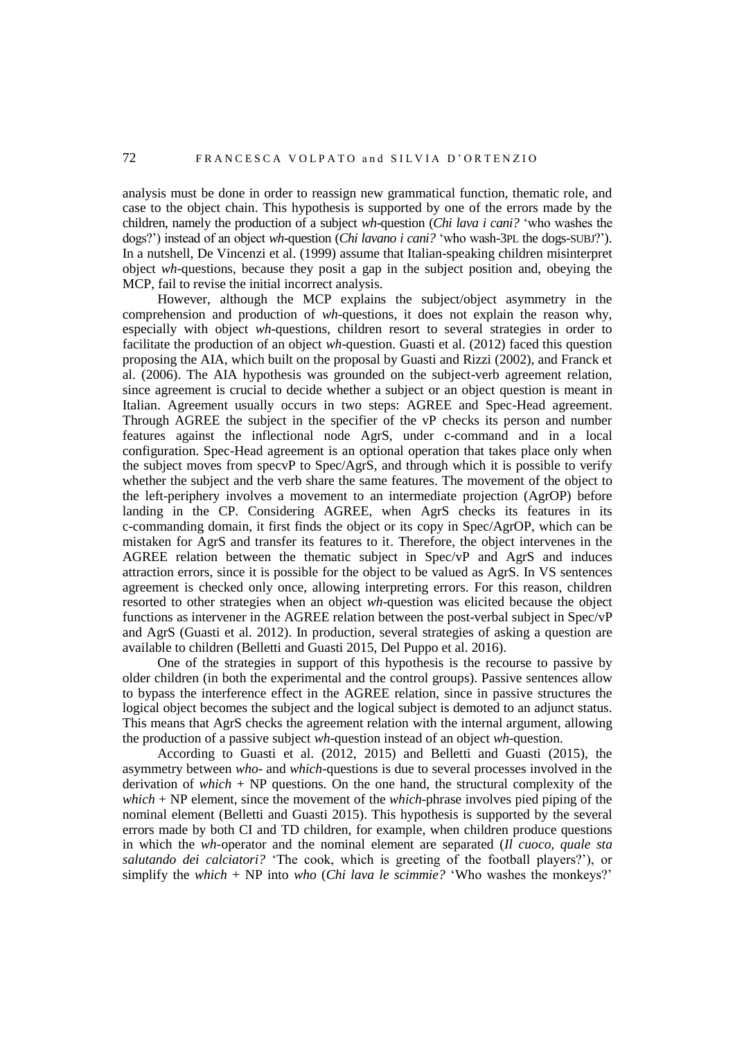analysis must be done in order to reassign new grammatical function, thematic role, and case to the object chain. This hypothesis is supported by one of the errors made by the children, namely the production of a subject *wh*-question (*Chi lava i cani?* 'who washes the dogs?') instead of an object *wh*-question (*Chi lavano i cani?* 'who wash-3PL the dogs-SUBJ?'). In a nutshell, De Vincenzi et al. (1999) assume that Italian-speaking children misinterpret object *wh*-questions, because they posit a gap in the subject position and, obeying the MCP, fail to revise the initial incorrect analysis.

However, although the MCP explains the subject/object asymmetry in the comprehension and production of *wh*-questions, it does not explain the reason why, especially with object *wh*-questions, children resort to several strategies in order to facilitate the production of an object *wh*-question. Guasti et al. (2012) faced this question proposing the AIA, which built on the proposal by Guasti and Rizzi (2002), and Franck et al. (2006). The AIA hypothesis was grounded on the subject-verb agreement relation, since agreement is crucial to decide whether a subject or an object question is meant in Italian. Agreement usually occurs in two steps: AGREE and Spec-Head agreement. Through AGREE the subject in the specifier of the vP checks its person and number features against the inflectional node AgrS, under c-command and in a local configuration. Spec-Head agreement is an optional operation that takes place only when the subject moves from specvP to Spec/AgrS, and through which it is possible to verify whether the subject and the verb share the same features. The movement of the object to the left-periphery involves a movement to an intermediate projection (AgrOP) before landing in the CP. Considering AGREE, when AgrS checks its features in its c-commanding domain, it first finds the object or its copy in Spec/AgrOP, which can be mistaken for AgrS and transfer its features to it. Therefore, the object intervenes in the AGREE relation between the thematic subject in Spec/vP and AgrS and induces attraction errors, since it is possible for the object to be valued as AgrS. In VS sentences agreement is checked only once, allowing interpreting errors. For this reason, children resorted to other strategies when an object *wh*-question was elicited because the object functions as intervener in the AGREE relation between the post-verbal subject in Spec/vP and AgrS (Guasti et al. 2012). In production, several strategies of asking a question are available to children (Belletti and Guasti 2015, Del Puppo et al. 2016).

One of the strategies in support of this hypothesis is the recourse to passive by older children (in both the experimental and the control groups). Passive sentences allow to bypass the interference effect in the AGREE relation, since in passive structures the logical object becomes the subject and the logical subject is demoted to an adjunct status. This means that AgrS checks the agreement relation with the internal argument, allowing the production of a passive subject *wh*-question instead of an object *wh*-question.

According to Guasti et al. (2012, 2015) and Belletti and Guasti (2015), the asymmetry between *who*- and *which*-questions is due to several processes involved in the derivation of *which* + NP questions. On the one hand, the structural complexity of the *which* + NP element, since the movement of the *which*-phrase involves pied piping of the nominal element (Belletti and Guasti 2015). This hypothesis is supported by the several errors made by both CI and TD children, for example, when children produce questions in which the *wh*-operator and the nominal element are separated (*Il cuoco, quale sta salutando dei calciatori?* 'The cook, which is greeting of the football players?'), or simplify the *which* + NP into *who* (*Chi lava le scimmie?* 'Who washes the monkeys?'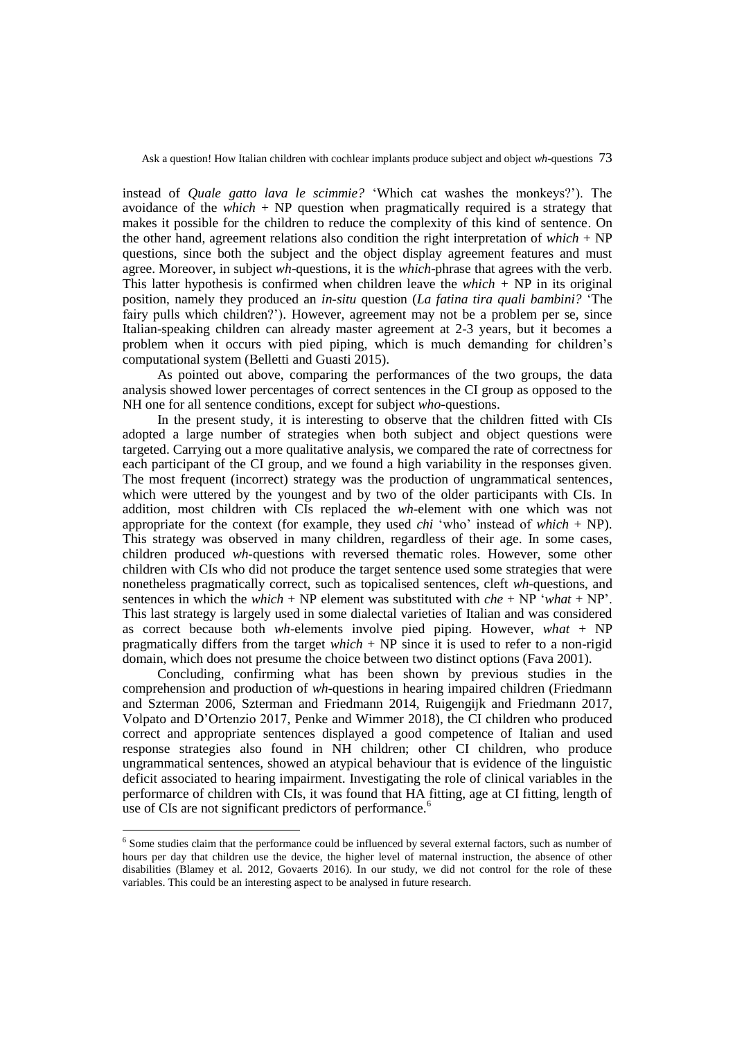instead of *Quale gatto lava le scimmie?* 'Which cat washes the monkeys?'). The avoidance of the *which* + NP question when pragmatically required is a strategy that makes it possible for the children to reduce the complexity of this kind of sentence. On the other hand, agreement relations also condition the right interpretation of *which* + NP questions, since both the subject and the object display agreement features and must agree. Moreover, in subject *wh*-questions, it is the *which*-phrase that agrees with the verb. This latter hypothesis is confirmed when children leave the *which* + NP in its original position, namely they produced an *in-situ* question (*La fatina tira quali bambini?* 'The fairy pulls which children?'). However, agreement may not be a problem per se, since Italian-speaking children can already master agreement at 2-3 years, but it becomes a problem when it occurs with pied piping, which is much demanding for children's computational system (Belletti and Guasti 2015).

As pointed out above, comparing the performances of the two groups, the data analysis showed lower percentages of correct sentences in the CI group as opposed to the NH one for all sentence conditions, except for subject *who*-questions.

In the present study, it is interesting to observe that the children fitted with CIs adopted a large number of strategies when both subject and object questions were targeted. Carrying out a more qualitative analysis, we compared the rate of correctness for each participant of the CI group, and we found a high variability in the responses given. The most frequent (incorrect) strategy was the production of ungrammatical sentences, which were uttered by the youngest and by two of the older participants with CIs. In addition, most children with CIs replaced the *wh*-element with one which was not appropriate for the context (for example, they used *chi* 'who' instead of *which* + NP). This strategy was observed in many children, regardless of their age. In some cases, children produced *wh*-questions with reversed thematic roles. However, some other children with CIs who did not produce the target sentence used some strategies that were nonetheless pragmatically correct, such as topicalised sentences, cleft *wh*-questions, and sentences in which the *which* + NP element was substituted with *che* + NP '*what* + NP'. This last strategy is largely used in some dialectal varieties of Italian and was considered as correct because both *wh*-elements involve pied piping. However, *what* + NP pragmatically differs from the target *which* + NP since it is used to refer to a non-rigid domain, which does not presume the choice between two distinct options (Fava 2001).

Concluding, confirming what has been shown by previous studies in the comprehension and production of *wh*-questions in hearing impaired children (Friedmann and Szterman 2006, Szterman and Friedmann 2014, Ruigengijk and Friedmann 2017, Volpato and D'Ortenzio 2017, Penke and Wimmer 2018), the CI children who produced correct and appropriate sentences displayed a good competence of Italian and used response strategies also found in NH children; other CI children, who produce ungrammatical sentences, showed an atypical behaviour that is evidence of the linguistic deficit associated to hearing impairment. Investigating the role of clinical variables in the performarce of children with CIs, it was found that HA fitting, age at CI fitting, length of use of CIs are not significant predictors of performance.[6]

---

[6] Some studies claim that the performance could be influenced by several external factors, such as number of hours per day that children use the device, the higher level of maternal instruction, the absence of other disabilities (Blamey et al. 2012, Govaerts 2016). In our study, we did not control for the role of these variables. This could be an interesting aspect to be analysed in future research.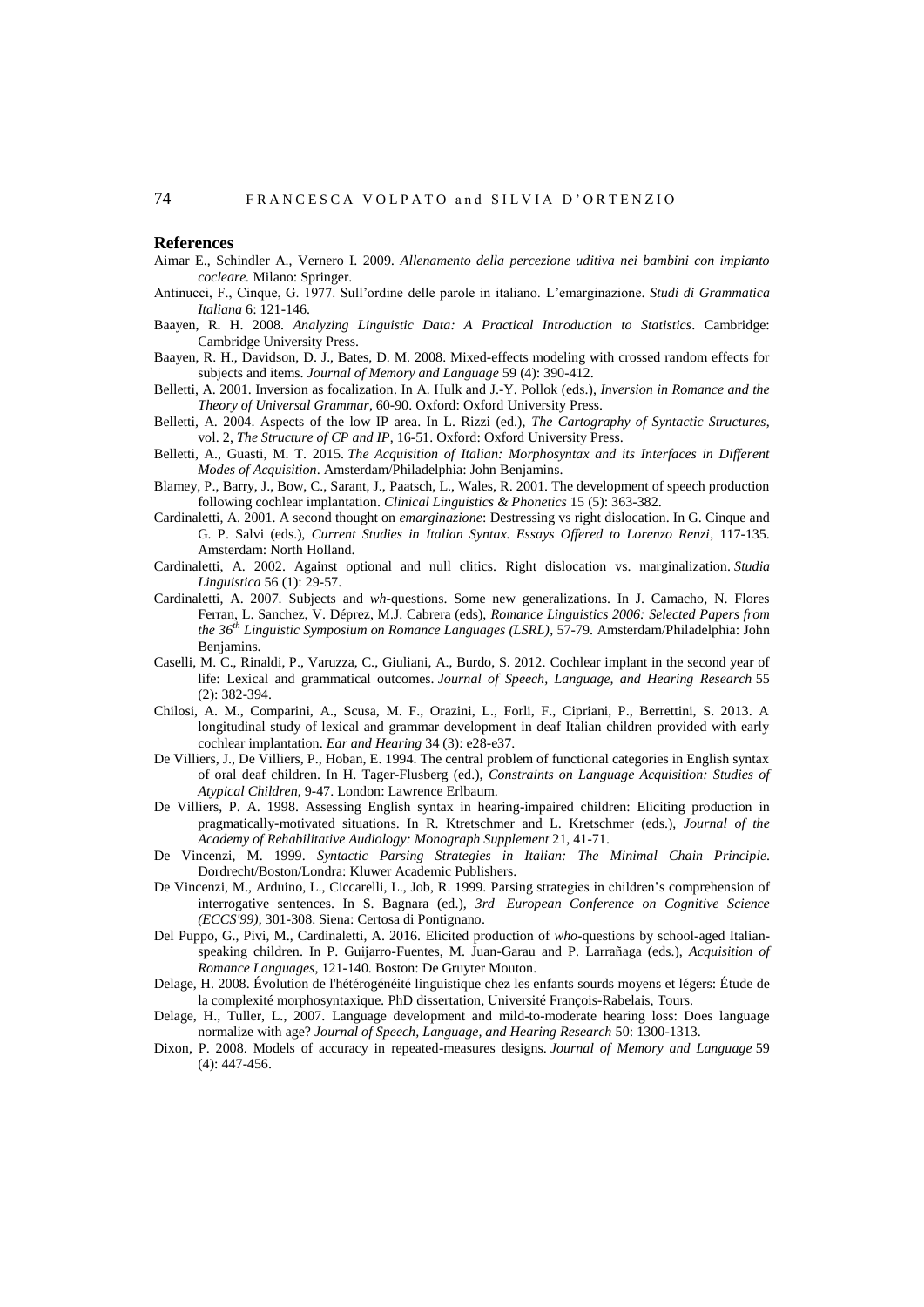## References

Aimar E., Schindler A., Vernero I. 2009. *Allenamento della percezione uditiva nei bambini con impianto cocleare.* Milano: Springer.

Antinucci, F., Cinque, G. 1977. Sull'ordine delle parole in italiano. L'emarginazione. *Studi di Grammatica Italiana* 6: 121-146.

Baayen, R. H. 2008. *Analyzing Linguistic Data: A Practical Introduction to Statistics*. Cambridge: Cambridge University Press.

Baayen, R. H., Davidson, D. J., Bates, D. M. 2008. Mixed-effects modeling with crossed random effects for subjects and items. *Journal of Memory and Language* 59 (4): 390-412.

Belletti, A. 2001. Inversion as focalization. In A. Hulk and J.-Y. Pollok (eds.), *Inversion in Romance and the Theory of Universal Grammar*, 60-90. Oxford: Oxford University Press.

Belletti, A. 2004. Aspects of the low IP area. In L. Rizzi (ed.), *The Cartography of Syntactic Structures*, vol. 2, *The Structure of CP and IP*, 16-51. Oxford: Oxford University Press.

Belletti, A., Guasti, M. T. 2015. *The Acquisition of Italian: Morphosyntax and its Interfaces in Different Modes of Acquisition*. Amsterdam/Philadelphia: John Benjamins.

Blamey, P., Barry, J., Bow, C., Sarant, J., Paatsch, L., Wales, R. 2001. The development of speech production following cochlear implantation. *Clinical Linguistics & Phonetics* 15 (5): 363-382.

Cardinaletti, A. 2001. A second thought on *emarginazione*: Destressing vs right dislocation. In G. Cinque and G. P. Salvi (eds.), *Current Studies in Italian Syntax. Essays Offered to Lorenzo Renzi*, 117-135. Amsterdam: North Holland.

Cardinaletti, A. 2002. Against optional and null clitics. Right dislocation vs. marginalization. *Studia Linguistica* 56 (1): 29-57.

Cardinaletti, A. 2007. Subjects and *wh*-questions. Some new generalizations. In J. Camacho, N. Flores Ferran, L. Sanchez, V. Déprez, M.J. Cabrera (eds), *Romance Linguistics 2006: Selected Papers from the 36th Linguistic Symposium on Romance Languages (LSRL)*, 57-79. Amsterdam/Philadelphia: John Benjamins.

Caselli, M. C., Rinaldi, P., Varuzza, C., Giuliani, A., Burdo, S. 2012. Cochlear implant in the second year of life: Lexical and grammatical outcomes. *Journal of Speech, Language, and Hearing Research* 55 (2): 382-394.

Chilosi, A. M., Comparini, A., Scusa, M. F., Orazini, L., Forli, F., Cipriani, P., Berrettini, S. 2013. A longitudinal study of lexical and grammar development in deaf Italian children provided with early cochlear implantation. *Ear and Hearing* 34 (3): e28-e37.

De Villiers, J., De Villiers, P., Hoban, E. 1994. The central problem of functional categories in English syntax of oral deaf children. In H. Tager-Flusberg (ed.), *Constraints on Language Acquisition: Studies of Atypical Children*, 9-47. London: Lawrence Erlbaum.

De Villiers, P. A. 1998. Assessing English syntax in hearing-impaired children: Eliciting production in pragmatically-motivated situations. In R. Ktretschmer and L. Kretschmer (eds.), *Journal of the Academy of Rehabilitative Audiology: Monograph Supplement* 21, 41-71.

De Vincenzi, M. 1999. *Syntactic Parsing Strategies in Italian: The Minimal Chain Principle*. Dordrecht/Boston/Londra: Kluwer Academic Publishers.

De Vincenzi, M., Arduino, L., Ciccarelli, L., Job, R. 1999. Parsing strategies in children's comprehension of interrogative sentences. In S. Bagnara (ed.), *3rd European Conference on Cognitive Science (ECCS'99)*, 301-308. Siena: Certosa di Pontignano.

Del Puppo, G., Pivi, M., Cardinaletti, A. 2016. Elicited production of *who*-questions by school-aged Italian-speaking children. In P. Guijarro-Fuentes, M. Juan-Garau and P. Larrañaga (eds.), *Acquisition of Romance Languages*, 121-140. Boston: De Gruyter Mouton.

Delage, H. 2008. Évolution de l'hétérogénéité linguistique chez les enfants sourds moyens et légers: Étude de la complexité morphosyntaxique. PhD dissertation, Université François-Rabelais, Tours.

Delage, H., Tuller, L., 2007. Language development and mild-to-moderate hearing loss: Does language normalize with age? *Journal of Speech, Language, and Hearing Research* 50: 1300-1313.

Dixon, P. 2008. Models of accuracy in repeated-measures designs. *Journal of Memory and Language* 59 (4): 447-456.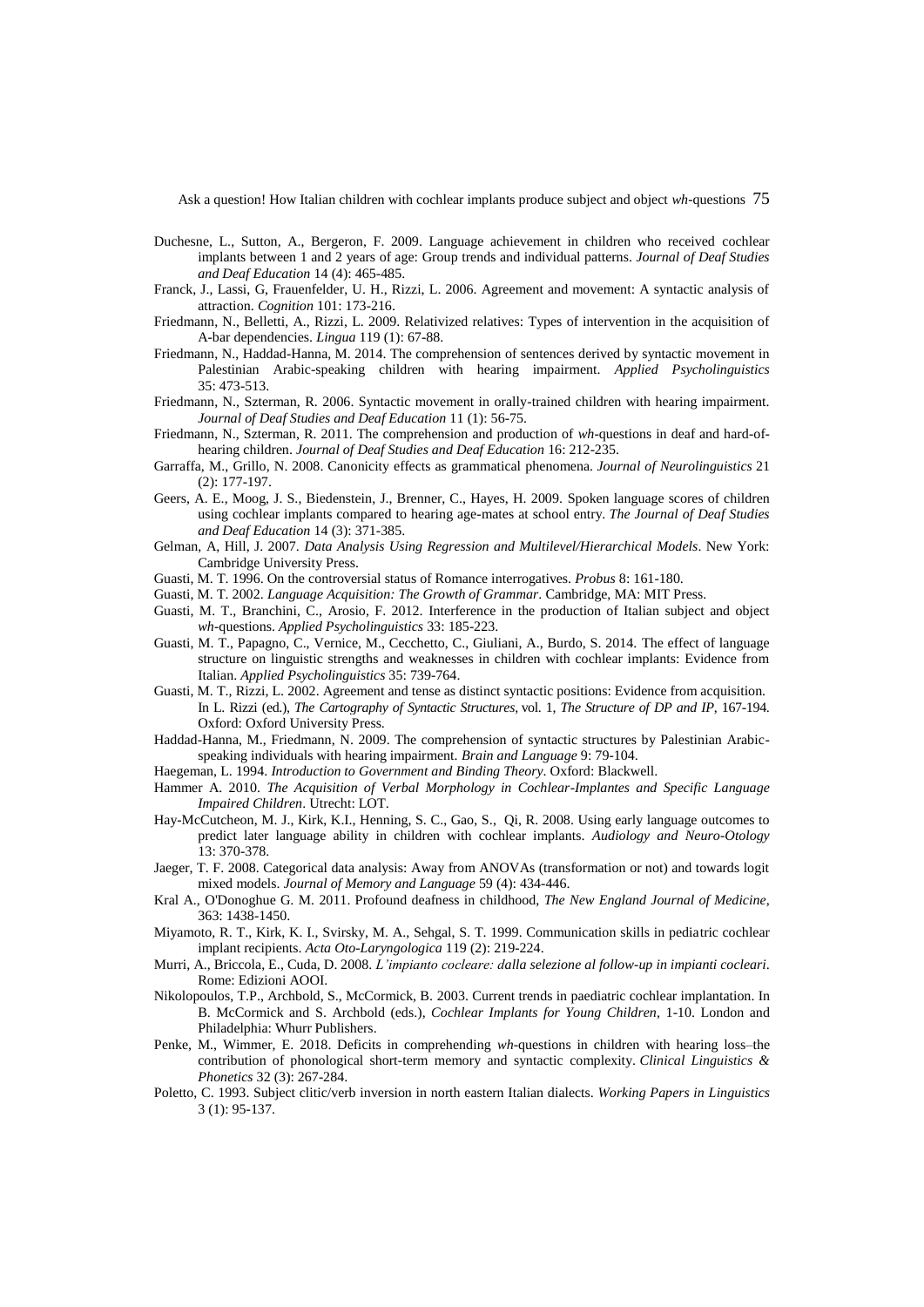Duchesne, L., Sutton, A., Bergeron, F. 2009. Language achievement in children who received cochlear implants between 1 and 2 years of age: Group trends and individual patterns. *Journal of Deaf Studies and Deaf Education* 14 (4): 465-485.

Franck, J., Lassi, G, Frauenfelder, U. H., Rizzi, L. 2006. Agreement and movement: A syntactic analysis of attraction. *Cognition* 101: 173-216.

Friedmann, N., Belletti, A., Rizzi, L. 2009. Relativized relatives: Types of intervention in the acquisition of A-bar dependencies. *Lingua* 119 (1): 67-88.

Friedmann, N., Haddad-Hanna, M. 2014. The comprehension of sentences derived by syntactic movement in Palestinian Arabic-speaking children with hearing impairment. *Applied Psycholinguistics* 35: 473-513.

Friedmann, N., Szterman, R. 2006. Syntactic movement in orally-trained children with hearing impairment. *Journal of Deaf Studies and Deaf Education* 11 (1): 56-75.

Friedmann, N., Szterman, R. 2011. The comprehension and production of *wh*-questions in deaf and hard-of-hearing children. *Journal of Deaf Studies and Deaf Education* 16: 212-235.

Garraffa, M., Grillo, N. 2008. Canonicity effects as grammatical phenomena. *Journal of Neurolinguistics* 21 (2): 177-197.

Geers, A. E., Moog, J. S., Biedenstein, J., Brenner, C., Hayes, H. 2009. Spoken language scores of children using cochlear implants compared to hearing age-mates at school entry. *The Journal of Deaf Studies and Deaf Education* 14 (3): 371-385.

Gelman, A, Hill, J. 2007. *Data Analysis Using Regression and Multilevel/Hierarchical Models*. New York: Cambridge University Press.

Guasti, M. T. 1996. On the controversial status of Romance interrogatives. *Probus* 8: 161-180.

Guasti, M. T. 2002. *Language Acquisition: The Growth of Grammar*. Cambridge, MA: MIT Press.

Guasti, M. T., Branchini, C., Arosio, F. 2012. Interference in the production of Italian subject and object *wh*-questions. *Applied Psycholinguistics* 33: 185-223.

Guasti, M. T., Papagno, C., Vernice, M., Cecchetto, C., Giuliani, A., Burdo, S. 2014. The effect of language structure on linguistic strengths and weaknesses in children with cochlear implants: Evidence from Italian. *Applied Psycholinguistics* 35: 739-764.

Guasti, M. T., Rizzi, L. 2002. Agreement and tense as distinct syntactic positions: Evidence from acquisition. In L. Rizzi (ed.), *The Cartography of Syntactic Structures*, vol. 1, *The Structure of DP and IP*, 167-194. Oxford: Oxford University Press.

Haddad-Hanna, M., Friedmann, N. 2009. The comprehension of syntactic structures by Palestinian Arabic-speaking individuals with hearing impairment. *Brain and Language* 9: 79-104.

Haegeman, L. 1994. *Introduction to Government and Binding Theory*. Oxford: Blackwell.

Hammer A. 2010. *The Acquisition of Verbal Morphology in Cochlear-Implantes and Specific Language Impaired Children*. Utrecht: LOT.

Hay-McCutcheon, M. J., Kirk, K.I., Henning, S. C., Gao, S., Qi, R. 2008. Using early language outcomes to predict later language ability in children with cochlear implants. *Audiology and Neuro-Otology* 13: 370-378.

Jaeger, T. F. 2008. Categorical data analysis: Away from ANOVAs (transformation or not) and towards logit mixed models. *Journal of Memory and Language* 59 (4): 434-446.

Kral A., O'Donoghue G. M. 2011. Profound deafness in childhood, *The New England Journal of Medicine*, 363: 1438-1450.

Miyamoto, R. T., Kirk, K. I., Svirsky, M. A., Sehgal, S. T. 1999. Communication skills in pediatric cochlear implant recipients. *Acta Oto-Laryngologica* 119 (2): 219-224.

Murri, A., Briccola, E., Cuda, D. 2008. *L'impianto cocleare: dalla selezione al follow-up in impianti cocleari*. Rome: Edizioni AOOI.

Nikolopoulos, T.P., Archbold, S., McCormick, B. 2003. Current trends in paediatric cochlear implantation. In B. McCormick and S. Archbold (eds.), *Cochlear Implants for Young Children*, 1-10. London and Philadelphia: Whurr Publishers.

Penke, M., Wimmer, E. 2018. Deficits in comprehending *wh*-questions in children with hearing loss–the contribution of phonological short-term memory and syntactic complexity. *Clinical Linguistics & Phonetics* 32 (3): 267-284.

Poletto, C. 1993. Subject clitic/verb inversion in north eastern Italian dialects. *Working Papers in Linguistics* 3 (1): 95-137.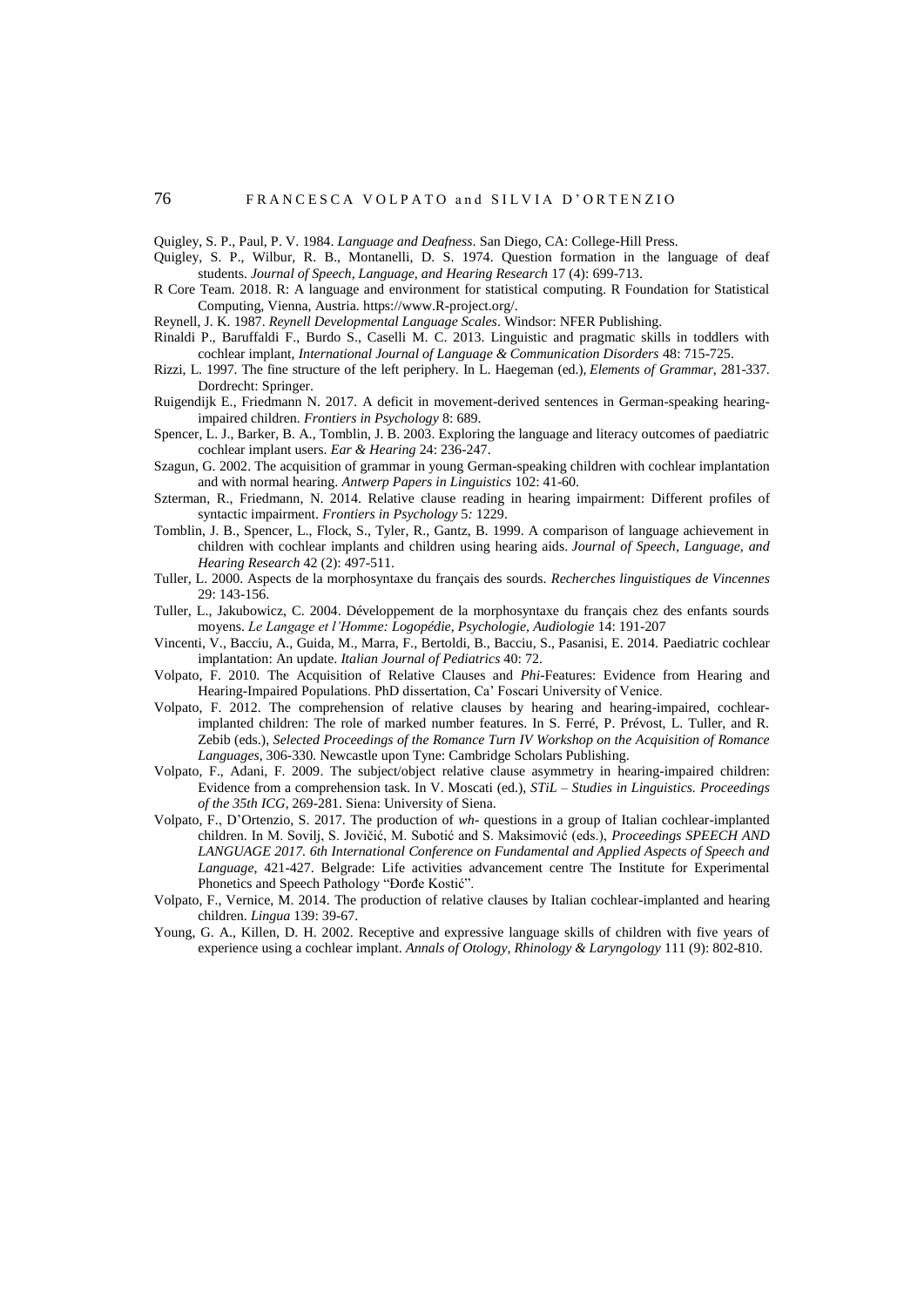Quigley, S. P., Paul, P. V. 1984. *Language and Deafness*. San Diego, CA: College-Hill Press.

Quigley, S. P., Wilbur, R. B., Montanelli, D. S. 1974. Question formation in the language of deaf students. *Journal of Speech, Language, and Hearing Research* 17 (4): 699-713.

R Core Team. 2018. R: A language and environment for statistical computing. R Foundation for Statistical Computing, Vienna, Austria. https://www.R-project.org/.

Reynell, J. K. 1987. *Reynell Developmental Language Scales*. Windsor: NFER Publishing.

Rinaldi P., Baruffaldi F., Burdo S., Caselli M. C. 2013. Linguistic and pragmatic skills in toddlers with cochlear implant, *International Journal of Language & Communication Disorders* 48: 715-725.

Rizzi, L. 1997. The fine structure of the left periphery. In L. Haegeman (ed.), *Elements of Grammar*, 281-337. Dordrecht: Springer.

Ruigendijk E., Friedmann N. 2017. A deficit in movement-derived sentences in German-speaking hearing-impaired children. *Frontiers in Psychology* 8: 689.

Spencer, L. J., Barker, B. A., Tomblin, J. B. 2003. Exploring the language and literacy outcomes of paediatric cochlear implant users. *Ear & Hearing* 24: 236-247.

Szagun, G. 2002. The acquisition of grammar in young German-speaking children with cochlear implantation and with normal hearing. *Antwerp Papers in Linguistics* 102: 41-60.

Szterman, R., Friedmann, N. 2014. Relative clause reading in hearing impairment: Different profiles of syntactic impairment. *Frontiers in Psychology* 5*:* 1229.

Tomblin, J. B., Spencer, L., Flock, S., Tyler, R., Gantz, B. 1999. A comparison of language achievement in children with cochlear implants and children using hearing aids. *Journal of Speech, Language, and Hearing Research* 42 (2): 497-511.

Tuller, L. 2000. Aspects de la morphosyntaxe du français des sourds. *Recherches linguistiques de Vincennes* 29: 143-156.

Tuller, L., Jakubowicz, C. 2004. Développement de la morphosyntaxe du français chez des enfants sourds moyens. *Le Langage et l'Homme: Logopédie, Psychologie, Audiologie* 14: 191-207

Vincenti, V., Bacciu, A., Guida, M., Marra, F., Bertoldi, B., Bacciu, S., Pasanisi, E. 2014. Paediatric cochlear implantation: An update. *Italian Journal of Pediatrics* 40: 72.

Volpato, F. 2010. The Acquisition of Relative Clauses and *Phi*-Features: Evidence from Hearing and Hearing-Impaired Populations. PhD dissertation, Ca' Foscari University of Venice.

Volpato, F. 2012. The comprehension of relative clauses by hearing and hearing-impaired, cochlear-implanted children: The role of marked number features. In S. Ferré, P. Prévost, L. Tuller, and R. Zebib (eds.), *Selected Proceedings of the Romance Turn IV Workshop on the Acquisition of Romance Languages*, 306-330. Newcastle upon Tyne: Cambridge Scholars Publishing.

Volpato, F., Adani, F. 2009. The subject/object relative clause asymmetry in hearing-impaired children: Evidence from a comprehension task. In V. Moscati (ed.), *STiL – Studies in Linguistics. Proceedings of the 35th ICG*, 269-281. Siena: University of Siena.

Volpato, F., D'Ortenzio, S. 2017. The production of *wh-* questions in a group of Italian cochlear-implanted children. In M. Sovilj, S. Jovičić, M. Subotić and S. Maksimović (eds.), *Proceedings SPEECH AND LANGUAGE 2017. 6th International Conference on Fundamental and Applied Aspects of Speech and Language*, 421-427. Belgrade: Life activities advancement centre The Institute for Experimental Phonetics and Speech Pathology "Đorđe Kostić".

Volpato, F., Vernice, M. 2014. The production of relative clauses by Italian cochlear-implanted and hearing children. *Lingua* 139: 39-67.

Young, G. A., Killen, D. H. 2002. Receptive and expressive language skills of children with five years of experience using a cochlear implant. *Annals of Otology, Rhinology & Laryngology* 111 (9): 802-810.